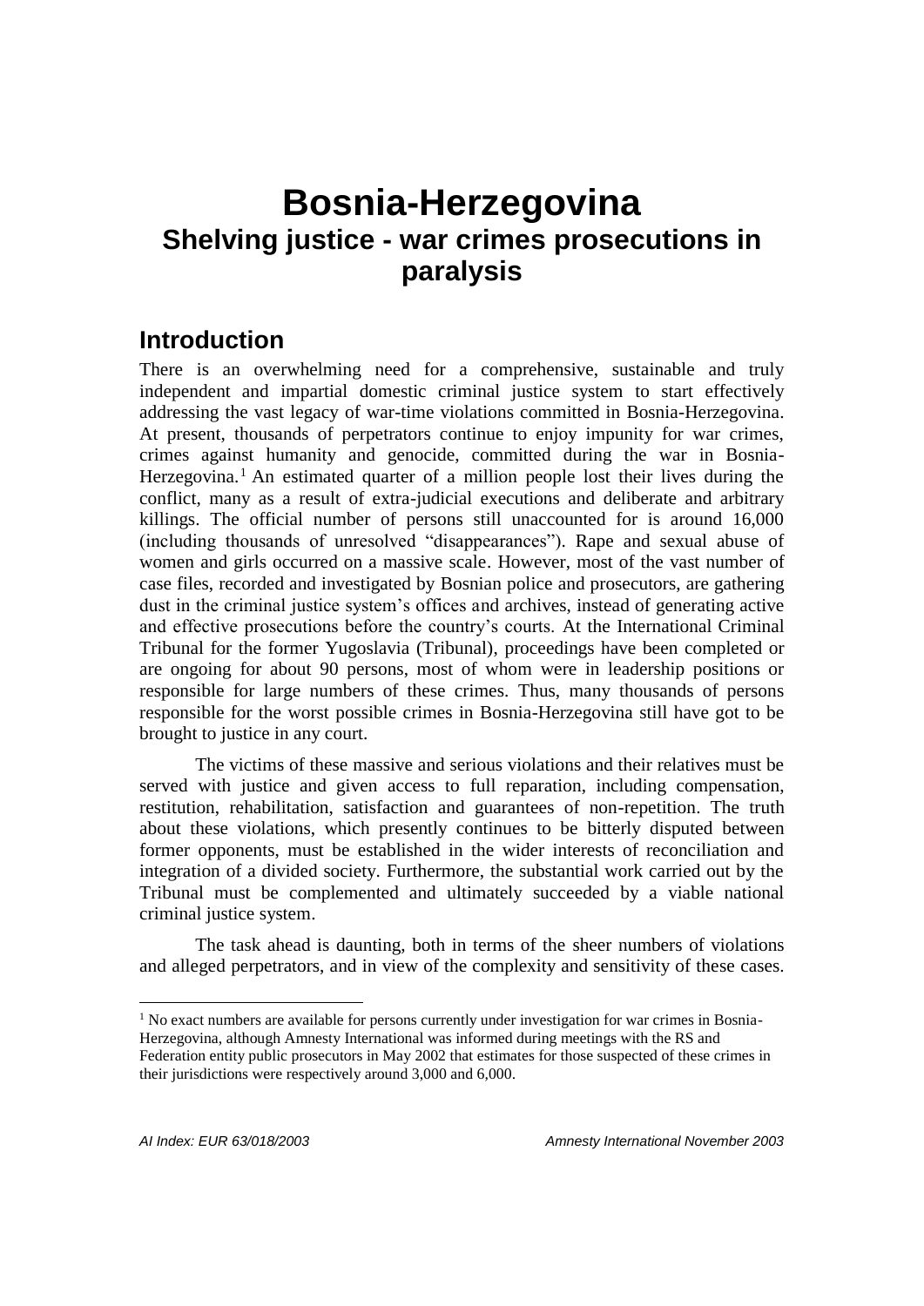# Bosnia-Herzegovina

## Shelving justice - war crimes prosecutions in paralysis

## Introduction

There is an overwhelming need for a comprehensive, sustainable and truly independent and impartial domestic criminal justice system to start effectively addressing the vast legacy of war-time violations committed in Bosnia-Herzegovina. At present, thousands of perpetrators continue to enjoy impunity for war crimes, crimes against humanity and genocide, committed during the war in Bosnia-Herzegovina.[1] An estimated quarter of a million people lost their lives during the conflict, many as a result of extra-judicial executions and deliberate and arbitrary killings. The official number of persons still unaccounted for is around 16,000 (including thousands of unresolved "disappearances"). Rape and sexual abuse of women and girls occurred on a massive scale. However, most of the vast number of case files, recorded and investigated by Bosnian police and prosecutors, are gathering dust in the criminal justice system's offices and archives, instead of generating active and effective prosecutions before the country's courts. At the International Criminal Tribunal for the former Yugoslavia (Tribunal), proceedings have been completed or are ongoing for about 90 persons, most of whom were in leadership positions or responsible for large numbers of these crimes. Thus, many thousands of persons responsible for the worst possible crimes in Bosnia-Herzegovina still have got to be brought to justice in any court.

The victims of these massive and serious violations and their relatives must be served with justice and given access to full reparation, including compensation, restitution, rehabilitation, satisfaction and guarantees of non-repetition. The truth about these violations, which presently continues to be bitterly disputed between former opponents, must be established in the wider interests of reconciliation and integration of a divided society. Furthermore, the substantial work carried out by the Tribunal must be complemented and ultimately succeeded by a viable national criminal justice system.

The task ahead is daunting, both in terms of the sheer numbers of violations and alleged perpetrators, and in view of the complexity and sensitivity of these cases.

[1] No exact numbers are available for persons currently under investigation for war crimes in Bosnia-Herzegovina, although Amnesty International was informed during meetings with the RS and Federation entity public prosecutors in May 2002 that estimates for those suspected of these crimes in their jurisdictions were respectively around 3,000 and 6,000.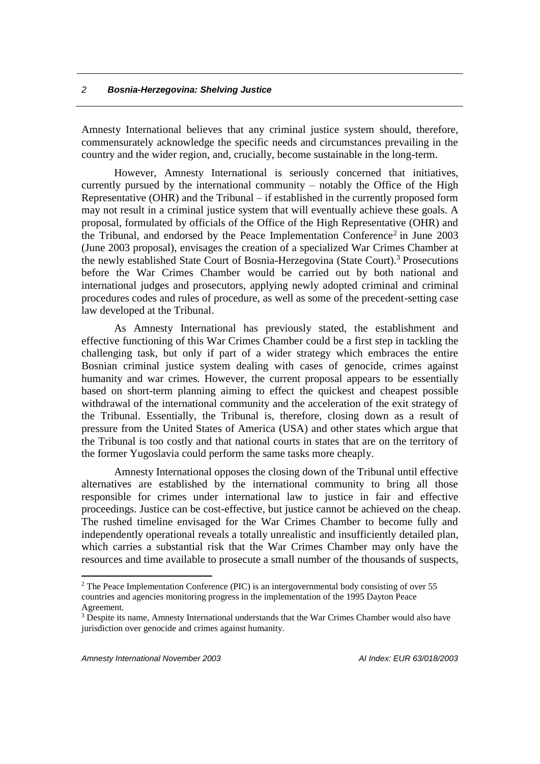Amnesty International believes that any criminal justice system should, therefore, commensurately acknowledge the specific needs and circumstances prevailing in the country and the wider region, and, crucially, become sustainable in the long-term.

However, Amnesty International is seriously concerned that initiatives, currently pursued by the international community – notably the Office of the High Representative (OHR) and the Tribunal – if established in the currently proposed form may not result in a criminal justice system that will eventually achieve these goals. A proposal, formulated by officials of the Office of the High Representative (OHR) and the Tribunal, and endorsed by the Peace Implementation Conference[2] in June 2003 (June 2003 proposal), envisages the creation of a specialized War Crimes Chamber at the newly established State Court of Bosnia-Herzegovina (State Court).[3] Prosecutions before the War Crimes Chamber would be carried out by both national and international judges and prosecutors, applying newly adopted criminal and criminal procedures codes and rules of procedure, as well as some of the precedent-setting case law developed at the Tribunal.

As Amnesty International has previously stated, the establishment and effective functioning of this War Crimes Chamber could be a first step in tackling the challenging task, but only if part of a wider strategy which embraces the entire Bosnian criminal justice system dealing with cases of genocide, crimes against humanity and war crimes. However, the current proposal appears to be essentially based on short-term planning aiming to effect the quickest and cheapest possible withdrawal of the international community and the acceleration of the exit strategy of the Tribunal. Essentially, the Tribunal is, therefore, closing down as a result of pressure from the United States of America (USA) and other states which argue that the Tribunal is too costly and that national courts in states that are on the territory of the former Yugoslavia could perform the same tasks more cheaply.

Amnesty International opposes the closing down of the Tribunal until effective alternatives are established by the international community to bring all those responsible for crimes under international law to justice in fair and effective proceedings. Justice can be cost-effective, but justice cannot be achieved on the cheap. The rushed timeline envisaged for the War Crimes Chamber to become fully and independently operational reveals a totally unrealistic and insufficiently detailed plan, which carries a substantial risk that the War Crimes Chamber may only have the resources and time available to prosecute a small number of the thousands of suspects,

---

[2] The Peace Implementation Conference (PIC) is an intergovernmental body consisting of over 55 countries and agencies monitoring progress in the implementation of the 1995 Dayton Peace Agreement.

[3] Despite its name, Amnesty International understands that the War Crimes Chamber would also have jurisdiction over genocide and crimes against humanity.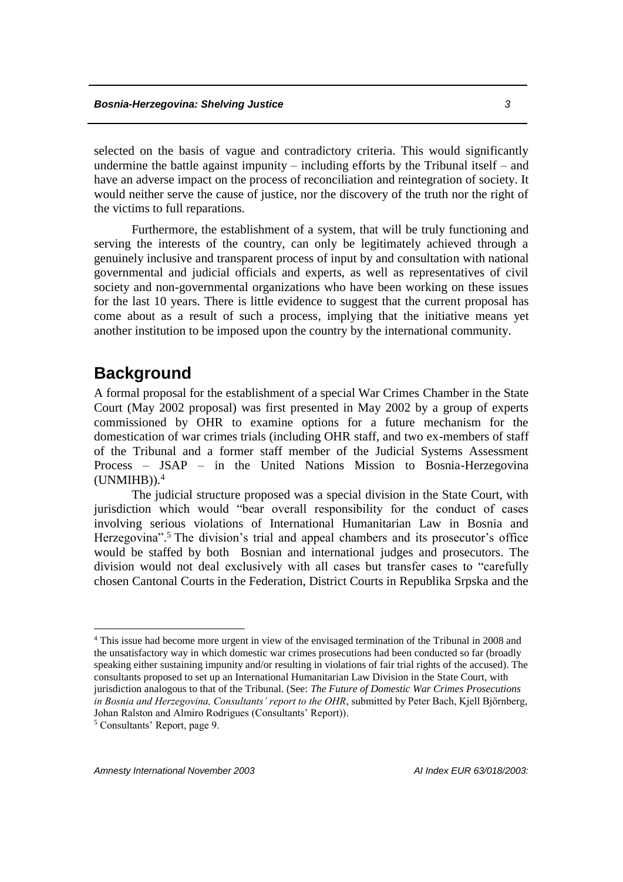selected on the basis of vague and contradictory criteria. This would significantly undermine the battle against impunity – including efforts by the Tribunal itself – and have an adverse impact on the process of reconciliation and reintegration of society. It would neither serve the cause of justice, nor the discovery of the truth nor the right of the victims to full reparations.

Furthermore, the establishment of a system, that will be truly functioning and serving the interests of the country, can only be legitimately achieved through a genuinely inclusive and transparent process of input by and consultation with national governmental and judicial officials and experts, as well as representatives of civil society and non-governmental organizations who have been working on these issues for the last 10 years. There is little evidence to suggest that the current proposal has come about as a result of such a process, implying that the initiative means yet another institution to be imposed upon the country by the international community.

## Background

A formal proposal for the establishment of a special War Crimes Chamber in the State Court (May 2002 proposal) was first presented in May 2002 by a group of experts commissioned by OHR to examine options for a future mechanism for the domestication of war crimes trials (including OHR staff, and two ex-members of staff of the Tribunal and a former staff member of the Judicial Systems Assessment Process – JSAP – in the United Nations Mission to Bosnia-Herzegovina (UNMIHB)).[4]

The judicial structure proposed was a special division in the State Court, with jurisdiction which would "bear overall responsibility for the conduct of cases involving serious violations of International Humanitarian Law in Bosnia and Herzegovina".[5] The division's trial and appeal chambers and its prosecutor's office would be staffed by both Bosnian and international judges and prosecutors. The division would not deal exclusively with all cases but transfer cases to "carefully chosen Cantonal Courts in the Federation, District Courts in Republika Srpska and the

---

[4] This issue had become more urgent in view of the envisaged termination of the Tribunal in 2008 and the unsatisfactory way in which domestic war crimes prosecutions had been conducted so far (broadly speaking either sustaining impunity and/or resulting in violations of fair trial rights of the accused). The consultants proposed to set up an International Humanitarian Law Division in the State Court, with jurisdiction analogous to that of the Tribunal. (See: *The Future of Domestic War Crimes Prosecutions in Bosnia and Herzegovina, Consultants' report to the OHR*, submitted by Peter Bach, Kjell Bjőrnberg, Johan Ralston and Almiro Rodrigues (Consultants' Report)).

[5] Consultants' Report, page 9.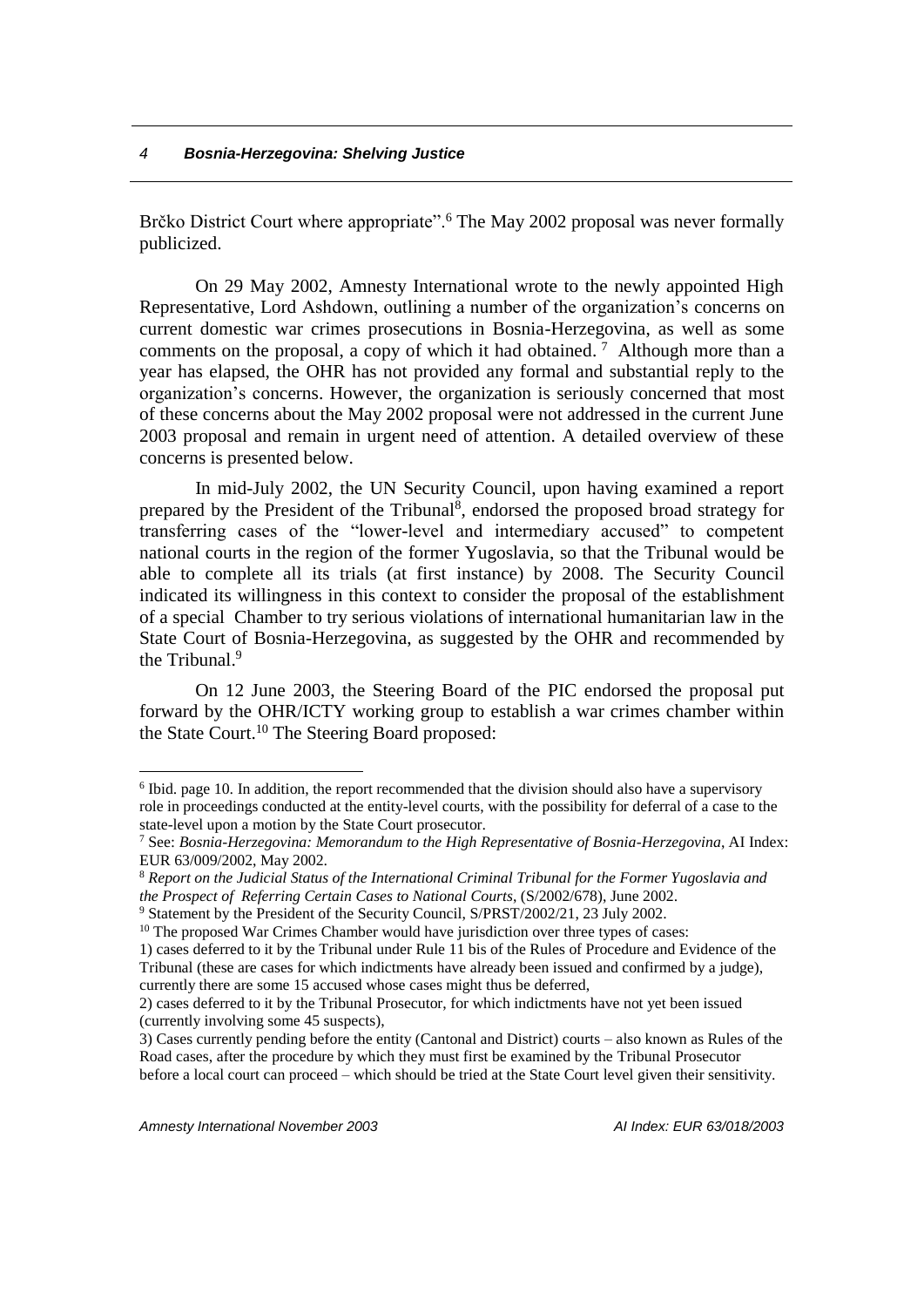Brčko District Court where appropriate".[6] The May 2002 proposal was never formally publicized.

On 29 May 2002, Amnesty International wrote to the newly appointed High Representative, Lord Ashdown, outlining a number of the organization's concerns on current domestic war crimes prosecutions in Bosnia-Herzegovina, as well as some comments on the proposal, a copy of which it had obtained.[7] Although more than a year has elapsed, the OHR has not provided any formal and substantial reply to the organization's concerns. However, the organization is seriously concerned that most of these concerns about the May 2002 proposal were not addressed in the current June 2003 proposal and remain in urgent need of attention. A detailed overview of these concerns is presented below.

In mid-July 2002, the UN Security Council, upon having examined a report prepared by the President of the Tribunal[8], endorsed the proposed broad strategy for transferring cases of the "lower-level and intermediary accused" to competent national courts in the region of the former Yugoslavia, so that the Tribunal would be able to complete all its trials (at first instance) by 2008. The Security Council indicated its willingness in this context to consider the proposal of the establishment of a special Chamber to try serious violations of international humanitarian law in the State Court of Bosnia-Herzegovina, as suggested by the OHR and recommended by the Tribunal.[9]

On 12 June 2003, the Steering Board of the PIC endorsed the proposal put forward by the OHR/ICTY working group to establish a war crimes chamber within the State Court.[10] The Steering Board proposed:

---

[6] Ibid. page 10. In addition, the report recommended that the division should also have a supervisory role in proceedings conducted at the entity-level courts, with the possibility for deferral of a case to the state-level upon a motion by the State Court prosecutor.

[7] See: *Bosnia-Herzegovina: Memorandum to the High Representative of Bosnia-Herzegovina*, AI Index: EUR 63/009/2002, May 2002.

[8] *Report on the Judicial Status of the International Criminal Tribunal for the Former Yugoslavia and the Prospect of Referring Certain Cases to National Courts*, (S/2002/678), June 2002.

[9] Statement by the President of the Security Council, S/PRST/2002/21, 23 July 2002.

[10] The proposed War Crimes Chamber would have jurisdiction over three types of cases:
1) cases deferred to it by the Tribunal under Rule 11 bis of the Rules of Procedure and Evidence of the Tribunal (these are cases for which indictments have already been issued and confirmed by a judge), currently there are some 15 accused whose cases might thus be deferred,
2) cases deferred to it by the Tribunal Prosecutor, for which indictments have not yet been issued (currently involving some 45 suspects),
3) Cases currently pending before the entity (Cantonal and District) courts – also known as Rules of the Road cases, after the procedure by which they must first be examined by the Tribunal Prosecutor before a local court can proceed – which should be tried at the State Court level given their sensitivity.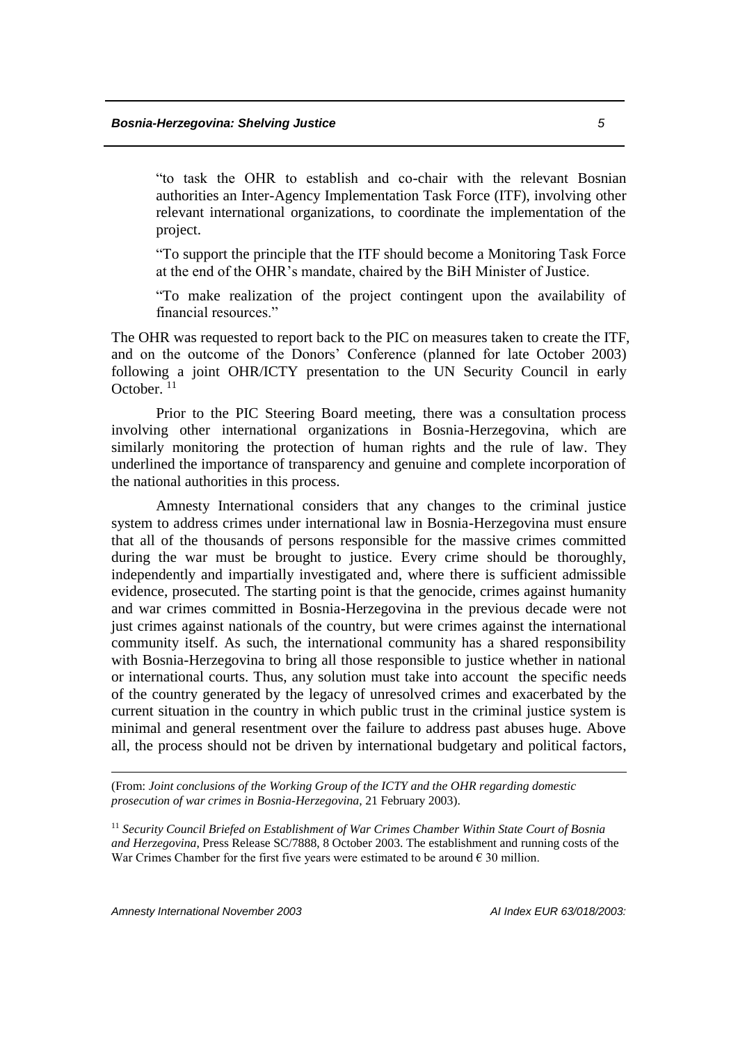> "to task the OHR to establish and co-chair with the relevant Bosnian authorities an Inter-Agency Implementation Task Force (ITF), involving other relevant international organizations, to coordinate the implementation of the project.
>
> "To support the principle that the ITF should become a Monitoring Task Force at the end of the OHR's mandate, chaired by the BiH Minister of Justice.
>
> "To make realization of the project contingent upon the availability of financial resources."

The OHR was requested to report back to the PIC on measures taken to create the ITF, and on the outcome of the Donors' Conference (planned for late October 2003) following a joint OHR/ICTY presentation to the UN Security Council in early October.[11]

Prior to the PIC Steering Board meeting, there was a consultation process involving other international organizations in Bosnia-Herzegovina, which are similarly monitoring the protection of human rights and the rule of law. They underlined the importance of transparency and genuine and complete incorporation of the national authorities in this process.

Amnesty International considers that any changes to the criminal justice system to address crimes under international law in Bosnia-Herzegovina must ensure that all of the thousands of persons responsible for the massive crimes committed during the war must be brought to justice. Every crime should be thoroughly, independently and impartially investigated and, where there is sufficient admissible evidence, prosecuted. The starting point is that the genocide, crimes against humanity and war crimes committed in Bosnia-Herzegovina in the previous decade were not just crimes against nationals of the country, but were crimes against the international community itself. As such, the international community has a shared responsibility with Bosnia-Herzegovina to bring all those responsible to justice whether in national or international courts. Thus, any solution must take into account the specific needs of the country generated by the legacy of unresolved crimes and exacerbated by the current situation in the country in which public trust in the criminal justice system is minimal and general resentment over the failure to address past abuses huge. Above all, the process should not be driven by international budgetary and political factors,

---

(From: *Joint conclusions of the Working Group of the ICTY and the OHR regarding domestic prosecution of war crimes in Bosnia-Herzegovina*, 21 February 2003).

[11] *Security Council Briefed on Establishment of War Crimes Chamber Within State Court of Bosnia and Herzegovina*, Press Release SC/7888, 8 October 2003. The establishment and running costs of the War Crimes Chamber for the first five years were estimated to be around € 30 million.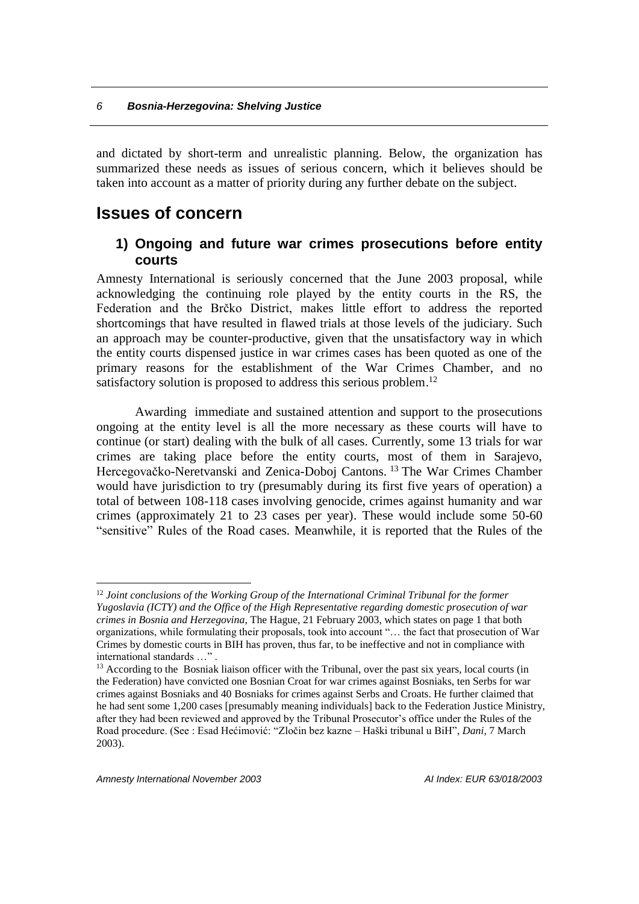and dictated by short-term and unrealistic planning. Below, the organization has summarized these needs as issues of serious concern, which it believes should be taken into account as a matter of priority during any further debate on the subject.

## Issues of concern

### 1) Ongoing and future war crimes prosecutions before entity courts

Amnesty International is seriously concerned that the June 2003 proposal, while acknowledging the continuing role played by the entity courts in the RS, the Federation and the Brčko District, makes little effort to address the reported shortcomings that have resulted in flawed trials at those levels of the judiciary. Such an approach may be counter-productive, given that the unsatisfactory way in which the entity courts dispensed justice in war crimes cases has been quoted as one of the primary reasons for the establishment of the War Crimes Chamber, and no satisfactory solution is proposed to address this serious problem.[12]

Awarding immediate and sustained attention and support to the prosecutions ongoing at the entity level is all the more necessary as these courts will have to continue (or start) dealing with the bulk of all cases. Currently, some 13 trials for war crimes are taking place before the entity courts, most of them in Sarajevo, Hercegovačko-Neretvanski and Zenica-Doboj Cantons.[13] The War Crimes Chamber would have jurisdiction to try (presumably during its first five years of operation) a total of between 108-118 cases involving genocide, crimes against humanity and war crimes (approximately 21 to 23 cases per year). These would include some 50-60 "sensitive" Rules of the Road cases. Meanwhile, it is reported that the Rules of the

---

[12] *Joint conclusions of the Working Group of the International Criminal Tribunal for the former Yugoslavia (ICTY) and the Office of the High Representative regarding domestic prosecution of war crimes in Bosnia and Herzegovina*, The Hague, 21 February 2003, which states on page 1 that both organizations, while formulating their proposals, took into account "… the fact that prosecution of War Crimes by domestic courts in BIH has proven, thus far, to be ineffective and not in compliance with international standards …" .

[13] According to the Bosniak liaison officer with the Tribunal, over the past six years, local courts (in the Federation) have convicted one Bosnian Croat for war crimes against Bosniaks, ten Serbs for war crimes against Bosniaks and 40 Bosniaks for crimes against Serbs and Croats. He further claimed that he had sent some 1,200 cases [presumably meaning individuals] back to the Federation Justice Ministry, after they had been reviewed and approved by the Tribunal Prosecutor's office under the Rules of the Road procedure. (See : Esad Hećimović: "Zločin bez kazne – Haški tribunal u BiH", *Dani*, 7 March 2003).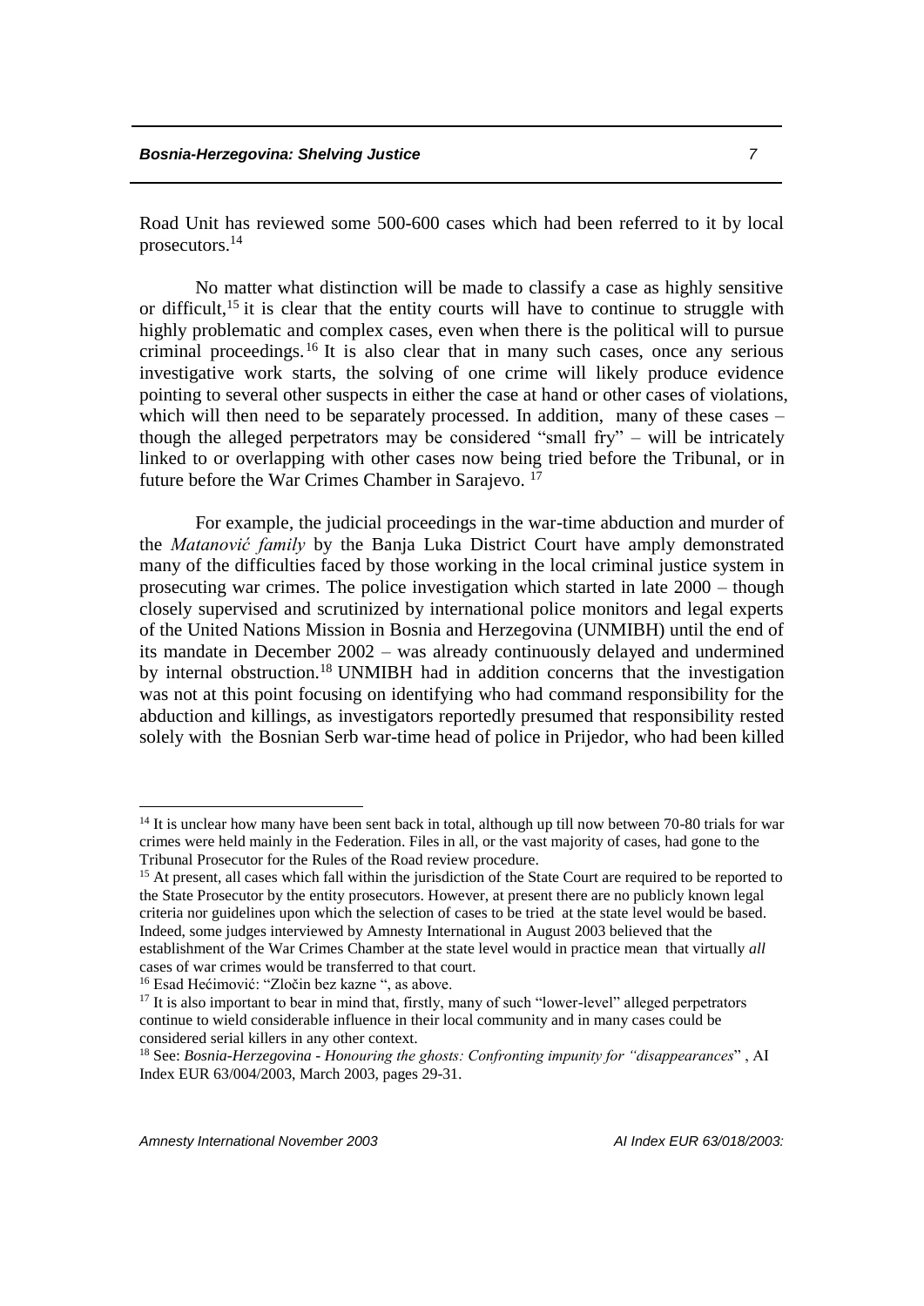Road Unit has reviewed some 500-600 cases which had been referred to it by local prosecutors.[14]

No matter what distinction will be made to classify a case as highly sensitive or difficult,[15] it is clear that the entity courts will have to continue to struggle with highly problematic and complex cases, even when there is the political will to pursue criminal proceedings.[16] It is also clear that in many such cases, once any serious investigative work starts, the solving of one crime will likely produce evidence pointing to several other suspects in either the case at hand or other cases of violations, which will then need to be separately processed. In addition, many of these cases – though the alleged perpetrators may be considered "small fry" – will be intricately linked to or overlapping with other cases now being tried before the Tribunal, or in future before the War Crimes Chamber in Sarajevo.[17]

For example, the judicial proceedings in the war-time abduction and murder of the *Matanović family* by the Banja Luka District Court have amply demonstrated many of the difficulties faced by those working in the local criminal justice system in prosecuting war crimes. The police investigation which started in late 2000 – though closely supervised and scrutinized by international police monitors and legal experts of the United Nations Mission in Bosnia and Herzegovina (UNMIBH) until the end of its mandate in December 2002 – was already continuously delayed and undermined by internal obstruction.[18] UNMIBH had in addition concerns that the investigation was not at this point focusing on identifying who had command responsibility for the abduction and killings, as investigators reportedly presumed that responsibility rested solely with the Bosnian Serb war-time head of police in Prijedor, who had been killed

---

[14] It is unclear how many have been sent back in total, although up till now between 70-80 trials for war crimes were held mainly in the Federation. Files in all, or the vast majority of cases, had gone to the Tribunal Prosecutor for the Rules of the Road review procedure.

[15] At present, all cases which fall within the jurisdiction of the State Court are required to be reported to the State Prosecutor by the entity prosecutors. However, at present there are no publicly known legal criteria nor guidelines upon which the selection of cases to be tried at the state level would be based. Indeed, some judges interviewed by Amnesty International in August 2003 believed that the establishment of the War Crimes Chamber at the state level would in practice mean that virtually *all* cases of war crimes would be transferred to that court.

[16] Esad Hećimović: "Zločin bez kazne ", as above.

[17] It is also important to bear in mind that, firstly, many of such "lower-level" alleged perpetrators continue to wield considerable influence in their local community and in many cases could be considered serial killers in any other context.

[18] See: *Bosnia-Herzegovina - Honouring the ghosts: Confronting impunity for "disappearances*" , AI Index EUR 63/004/2003, March 2003, pages 29-31.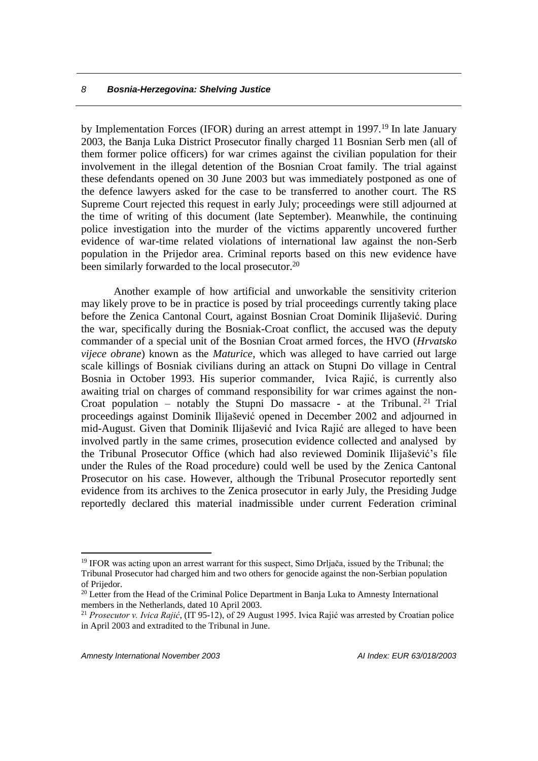by Implementation Forces (IFOR) during an arrest attempt in 1997.[19] In late January 2003, the Banja Luka District Prosecutor finally charged 11 Bosnian Serb men (all of them former police officers) for war crimes against the civilian population for their involvement in the illegal detention of the Bosnian Croat family. The trial against these defendants opened on 30 June 2003 but was immediately postponed as one of the defence lawyers asked for the case to be transferred to another court. The RS Supreme Court rejected this request in early July; proceedings were still adjourned at the time of writing of this document (late September). Meanwhile, the continuing police investigation into the murder of the victims apparently uncovered further evidence of war-time related violations of international law against the non-Serb population in the Prijedor area. Criminal reports based on this new evidence have been similarly forwarded to the local prosecutor.[20]

Another example of how artificial and unworkable the sensitivity criterion may likely prove to be in practice is posed by trial proceedings currently taking place before the Zenica Cantonal Court, against Bosnian Croat Dominik Ilijašević. During the war, specifically during the Bosniak-Croat conflict, the accused was the deputy commander of a special unit of the Bosnian Croat armed forces, the HVO (*Hrvatsko vijece obrane*) known as the *Maturice,* which was alleged to have carried out large scale killings of Bosniak civilians during an attack on Stupni Do village in Central Bosnia in October 1993. His superior commander, Ivica Rajić, is currently also awaiting trial on charges of command responsibility for war crimes against the non-Croat population – notably the Stupni Do massacre - at the Tribunal.[21] Trial proceedings against Dominik Ilijašević opened in December 2002 and adjourned in mid-August. Given that Dominik Ilijašević and Ivica Rajić are alleged to have been involved partly in the same crimes, prosecution evidence collected and analysed by the Tribunal Prosecutor Office (which had also reviewed Dominik Ilijašević's file under the Rules of the Road procedure) could well be used by the Zenica Cantonal Prosecutor on his case. However, although the Tribunal Prosecutor reportedly sent evidence from its archives to the Zenica prosecutor in early July, the Presiding Judge reportedly declared this material inadmissible under current Federation criminal

---

[19] IFOR was acting upon an arrest warrant for this suspect, Simo Drljača, issued by the Tribunal; the Tribunal Prosecutor had charged him and two others for genocide against the non-Serbian population of Prijedor.

[20] Letter from the Head of the Criminal Police Department in Banja Luka to Amnesty International members in the Netherlands, dated 10 April 2003.

[21] *Prosecutor v. Ivica Rajić*, (IT 95-12), of 29 August 1995. Ivica Rajić was arrested by Croatian police in April 2003 and extradited to the Tribunal in June.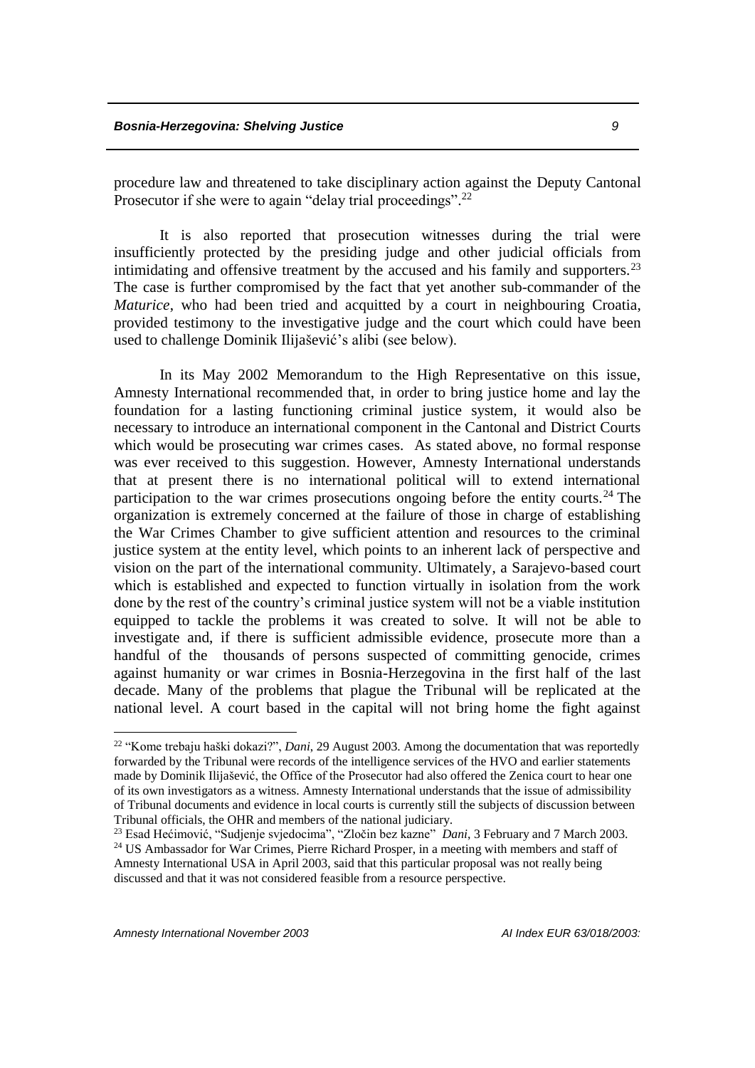procedure law and threatened to take disciplinary action against the Deputy Cantonal Prosecutor if she were to again "delay trial proceedings".[22]

It is also reported that prosecution witnesses during the trial were insufficiently protected by the presiding judge and other judicial officials from intimidating and offensive treatment by the accused and his family and supporters.[23] The case is further compromised by the fact that yet another sub-commander of the *Maturice*, who had been tried and acquitted by a court in neighbouring Croatia, provided testimony to the investigative judge and the court which could have been used to challenge Dominik Ilijašević's alibi (see below).

In its May 2002 Memorandum to the High Representative on this issue, Amnesty International recommended that, in order to bring justice home and lay the foundation for a lasting functioning criminal justice system, it would also be necessary to introduce an international component in the Cantonal and District Courts which would be prosecuting war crimes cases. As stated above, no formal response was ever received to this suggestion. However, Amnesty International understands that at present there is no international political will to extend international participation to the war crimes prosecutions ongoing before the entity courts.[24] The organization is extremely concerned at the failure of those in charge of establishing the War Crimes Chamber to give sufficient attention and resources to the criminal justice system at the entity level, which points to an inherent lack of perspective and vision on the part of the international community. Ultimately, a Sarajevo-based court which is established and expected to function virtually in isolation from the work done by the rest of the country's criminal justice system will not be a viable institution equipped to tackle the problems it was created to solve. It will not be able to investigate and, if there is sufficient admissible evidence, prosecute more than a handful of the thousands of persons suspected of committing genocide, crimes against humanity or war crimes in Bosnia-Herzegovina in the first half of the last decade. Many of the problems that plague the Tribunal will be replicated at the national level. A court based in the capital will not bring home the fight against

---

[22] "Kome trebaju haški dokazi?", *Dani*, 29 August 2003. Among the documentation that was reportedly forwarded by the Tribunal were records of the intelligence services of the HVO and earlier statements made by Dominik Ilijašević, the Office of the Prosecutor had also offered the Zenica court to hear one of its own investigators as a witness. Amnesty International understands that the issue of admissibility of Tribunal documents and evidence in local courts is currently still the subjects of discussion between Tribunal officials, the OHR and members of the national judiciary.

[23] Esad Hećimović, "Sudjenje svjedocima", "Zločin bez kazne" *Dani*, 3 February and 7 March 2003.

[24] US Ambassador for War Crimes, Pierre Richard Prosper, in a meeting with members and staff of Amnesty International USA in April 2003, said that this particular proposal was not really being discussed and that it was not considered feasible from a resource perspective.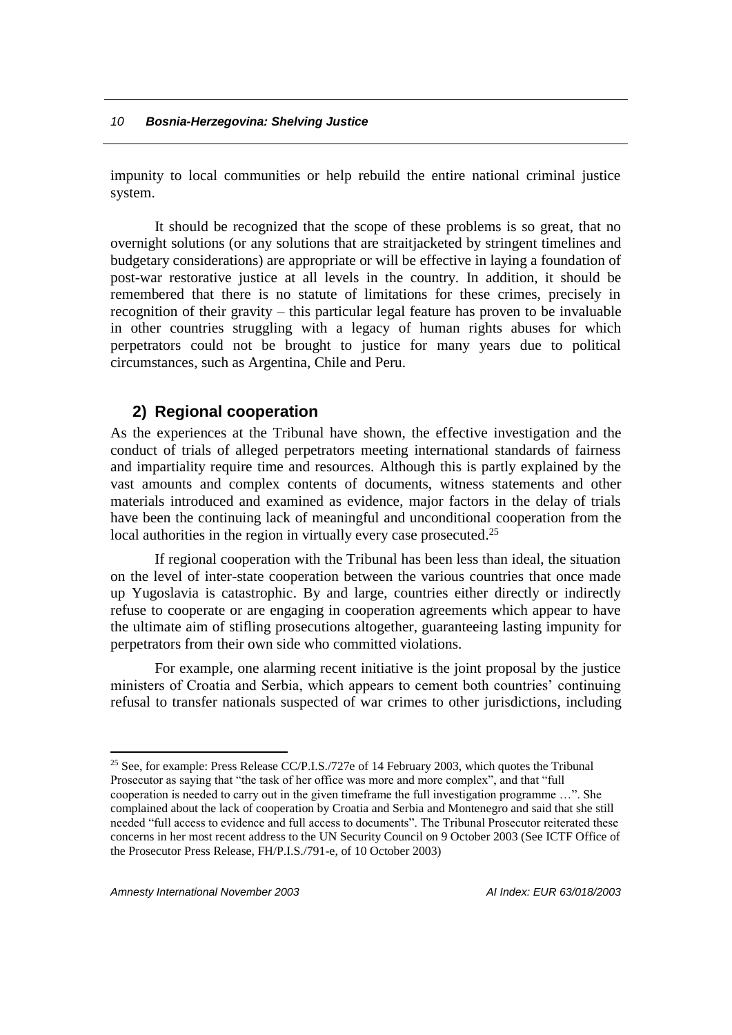impunity to local communities or help rebuild the entire national criminal justice system.

It should be recognized that the scope of these problems is so great, that no overnight solutions (or any solutions that are straitjacketed by stringent timelines and budgetary considerations) are appropriate or will be effective in laying a foundation of post-war restorative justice at all levels in the country. In addition, it should be remembered that there is no statute of limitations for these crimes, precisely in recognition of their gravity – this particular legal feature has proven to be invaluable in other countries struggling with a legacy of human rights abuses for which perpetrators could not be brought to justice for many years due to political circumstances, such as Argentina, Chile and Peru.

## 2) Regional cooperation

As the experiences at the Tribunal have shown, the effective investigation and the conduct of trials of alleged perpetrators meeting international standards of fairness and impartiality require time and resources. Although this is partly explained by the vast amounts and complex contents of documents, witness statements and other materials introduced and examined as evidence, major factors in the delay of trials have been the continuing lack of meaningful and unconditional cooperation from the local authorities in the region in virtually every case prosecuted.[25]

If regional cooperation with the Tribunal has been less than ideal, the situation on the level of inter-state cooperation between the various countries that once made up Yugoslavia is catastrophic. By and large, countries either directly or indirectly refuse to cooperate or are engaging in cooperation agreements which appear to have the ultimate aim of stifling prosecutions altogether, guaranteeing lasting impunity for perpetrators from their own side who committed violations.

For example, one alarming recent initiative is the joint proposal by the justice ministers of Croatia and Serbia, which appears to cement both countries' continuing refusal to transfer nationals suspected of war crimes to other jurisdictions, including

---

[25] See, for example: Press Release CC/P.I.S./727e of 14 February 2003, which quotes the Tribunal Prosecutor as saying that "the task of her office was more and more complex", and that "full cooperation is needed to carry out in the given timeframe the full investigation programme …". She complained about the lack of cooperation by Croatia and Serbia and Montenegro and said that she still needed "full access to evidence and full access to documents". The Tribunal Prosecutor reiterated these concerns in her most recent address to the UN Security Council on 9 October 2003 (See ICTF Office of the Prosecutor Press Release, FH/P.I.S./791-e, of 10 October 2003)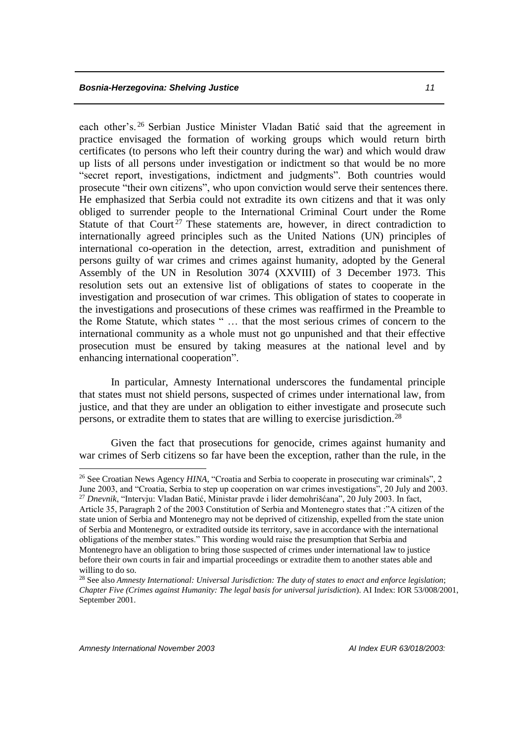each other's.[26] Serbian Justice Minister Vladan Batić said that the agreement in practice envisaged the formation of working groups which would return birth certificates (to persons who left their country during the war) and which would draw up lists of all persons under investigation or indictment so that would be no more "secret report, investigations, indictment and judgments". Both countries would prosecute "their own citizens", who upon conviction would serve their sentences there. He emphasized that Serbia could not extradite its own citizens and that it was only obliged to surrender people to the International Criminal Court under the Rome Statute of that Court[27] These statements are, however, in direct contradiction to internationally agreed principles such as the United Nations (UN) principles of international co-operation in the detection, arrest, extradition and punishment of persons guilty of war crimes and crimes against humanity, adopted by the General Assembly of the UN in Resolution 3074 (XXVIII) of 3 December 1973. This resolution sets out an extensive list of obligations of states to cooperate in the investigation and prosecution of war crimes. This obligation of states to cooperate in the investigations and prosecutions of these crimes was reaffirmed in the Preamble to the Rome Statute, which states " … that the most serious crimes of concern to the international community as a whole must not go unpunished and that their effective prosecution must be ensured by taking measures at the national level and by enhancing international cooperation".

In particular, Amnesty International underscores the fundamental principle that states must not shield persons, suspected of crimes under international law, from justice, and that they are under an obligation to either investigate and prosecute such persons, or extradite them to states that are willing to exercise jurisdiction.[28]

Given the fact that prosecutions for genocide, crimes against humanity and war crimes of Serb citizens so far have been the exception, rather than the rule, in the

---

[26] See Croatian News Agency *HINA*, "Croatia and Serbia to cooperate in prosecuting war criminals", 2 June 2003, and "Croatia, Serbia to step up cooperation on war crimes investigations", 20 July and 2003.

[27] *Dnevnik*, "Intervju: Vladan Batić, Ministar pravde i lider demohrišćana", 20 July 2003. In fact, Article 35, Paragraph 2 of the 2003 Constitution of Serbia and Montenegro states that :"A citizen of the state union of Serbia and Montenegro may not be deprived of citizenship, expelled from the state union of Serbia and Montenegro, or extradited outside its territory, save in accordance with the international obligations of the member states." This wording would raise the presumption that Serbia and Montenegro have an obligation to bring those suspected of crimes under international law to justice before their own courts in fair and impartial proceedings or extradite them to another states able and willing to do so.

[28] See also *Amnesty International: Universal Jurisdiction: The duty of states to enact and enforce legislation*; *Chapter Five (Crimes against Humanity: The legal basis for universal jurisdiction*). AI Index: IOR 53/008/2001, September 2001.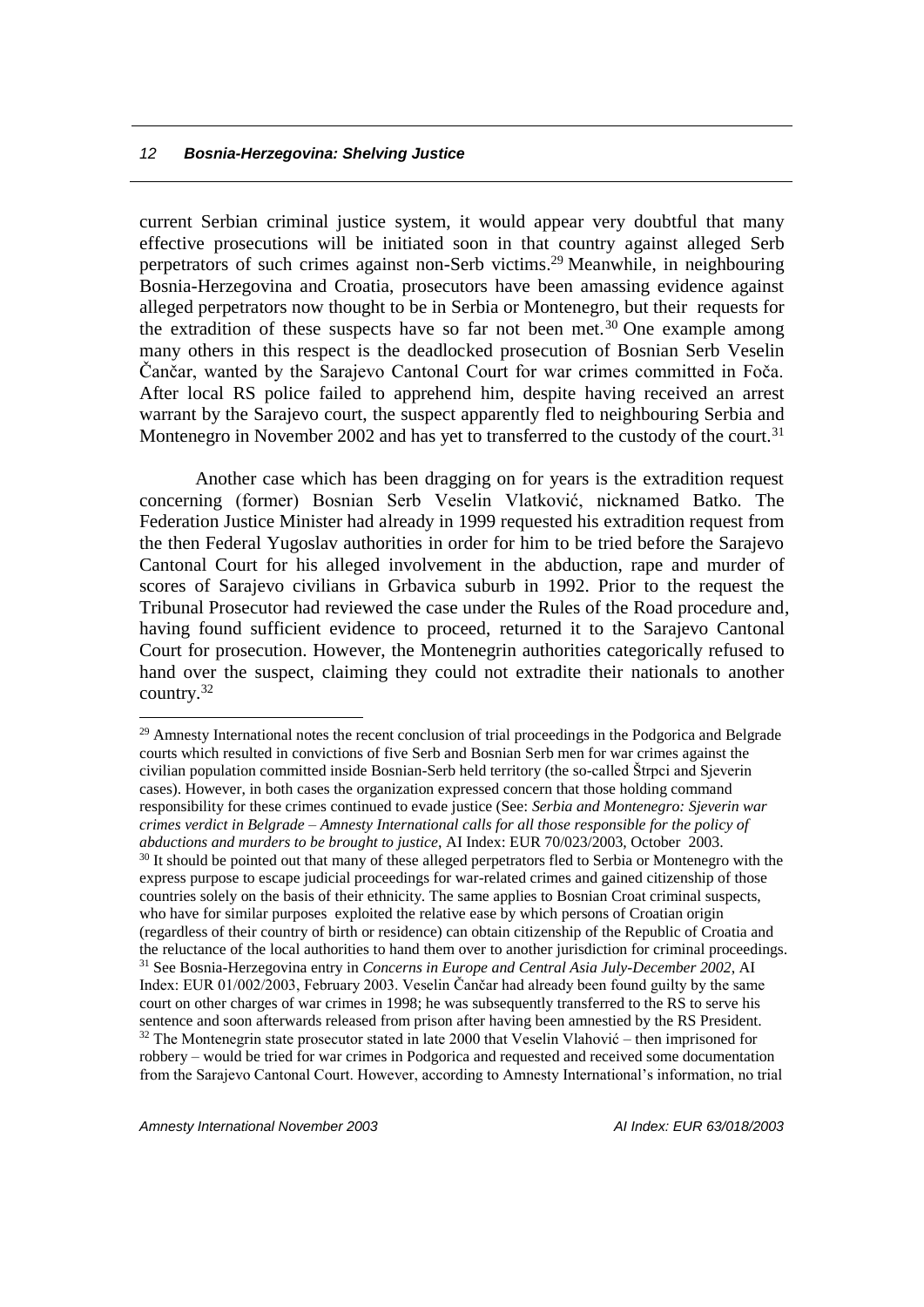current Serbian criminal justice system, it would appear very doubtful that many effective prosecutions will be initiated soon in that country against alleged Serb perpetrators of such crimes against non-Serb victims.[29] Meanwhile, in neighbouring Bosnia-Herzegovina and Croatia, prosecutors have been amassing evidence against alleged perpetrators now thought to be in Serbia or Montenegro, but their requests for the extradition of these suspects have so far not been met.[30] One example among many others in this respect is the deadlocked prosecution of Bosnian Serb Veselin Čančar, wanted by the Sarajevo Cantonal Court for war crimes committed in Foča. After local RS police failed to apprehend him, despite having received an arrest warrant by the Sarajevo court, the suspect apparently fled to neighbouring Serbia and Montenegro in November 2002 and has yet to transferred to the custody of the court.[31]

Another case which has been dragging on for years is the extradition request concerning (former) Bosnian Serb Veselin Vlatković, nicknamed Batko. The Federation Justice Minister had already in 1999 requested his extradition request from the then Federal Yugoslav authorities in order for him to be tried before the Sarajevo Cantonal Court for his alleged involvement in the abduction, rape and murder of scores of Sarajevo civilians in Grbavica suburb in 1992. Prior to the request the Tribunal Prosecutor had reviewed the case under the Rules of the Road procedure and, having found sufficient evidence to proceed, returned it to the Sarajevo Cantonal Court for prosecution. However, the Montenegrin authorities categorically refused to hand over the suspect, claiming they could not extradite their nationals to another country.[32]

---

[29] Amnesty International notes the recent conclusion of trial proceedings in the Podgorica and Belgrade courts which resulted in convictions of five Serb and Bosnian Serb men for war crimes against the civilian population committed inside Bosnian-Serb held territory (the so-called Štrpci and Sjeverin cases). However, in both cases the organization expressed concern that those holding command responsibility for these crimes continued to evade justice (See: *Serbia and Montenegro: Sjeverin war crimes verdict in Belgrade – Amnesty International calls for all those responsible for the policy of abductions and murders to be brought to justice*, AI Index: EUR 70/023/2003, October 2003.

[30] It should be pointed out that many of these alleged perpetrators fled to Serbia or Montenegro with the express purpose to escape judicial proceedings for war-related crimes and gained citizenship of those countries solely on the basis of their ethnicity. The same applies to Bosnian Croat criminal suspects, who have for similar purposes exploited the relative ease by which persons of Croatian origin (regardless of their country of birth or residence) can obtain citizenship of the Republic of Croatia and the reluctance of the local authorities to hand them over to another jurisdiction for criminal proceedings.

[31] See Bosnia-Herzegovina entry in *Concerns in Europe and Central Asia July-December 2002*, AI Index: EUR 01/002/2003, February 2003. Veselin Čančar had already been found guilty by the same court on other charges of war crimes in 1998; he was subsequently transferred to the RS to serve his sentence and soon afterwards released from prison after having been amnestied by the RS President.

[32] The Montenegrin state prosecutor stated in late 2000 that Veselin Vlahović – then imprisoned for robbery – would be tried for war crimes in Podgorica and requested and received some documentation from the Sarajevo Cantonal Court. However, according to Amnesty International's information, no trial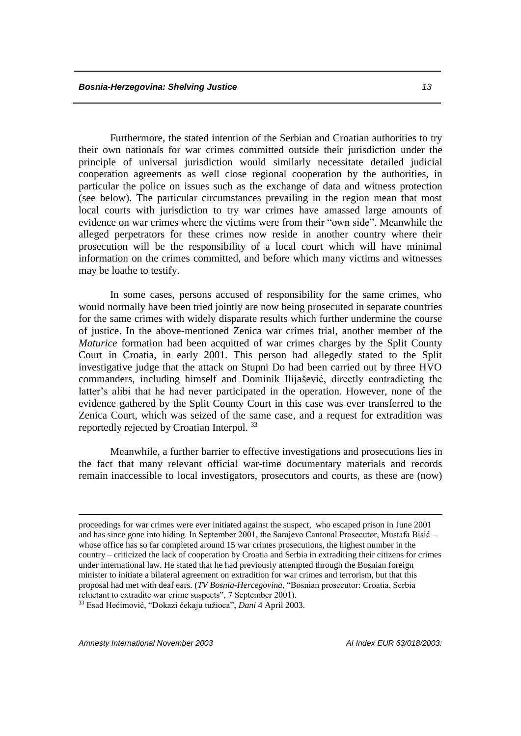Furthermore, the stated intention of the Serbian and Croatian authorities to try their own nationals for war crimes committed outside their jurisdiction under the principle of universal jurisdiction would similarly necessitate detailed judicial cooperation agreements as well close regional cooperation by the authorities, in particular the police on issues such as the exchange of data and witness protection (see below). The particular circumstances prevailing in the region mean that most local courts with jurisdiction to try war crimes have amassed large amounts of evidence on war crimes where the victims were from their "own side". Meanwhile the alleged perpetrators for these crimes now reside in another country where their prosecution will be the responsibility of a local court which will have minimal information on the crimes committed, and before which many victims and witnesses may be loathe to testify.

In some cases, persons accused of responsibility for the same crimes, who would normally have been tried jointly are now being prosecuted in separate countries for the same crimes with widely disparate results which further undermine the course of justice. In the above-mentioned Zenica war crimes trial, another member of the *Maturice* formation had been acquitted of war crimes charges by the Split County Court in Croatia, in early 2001. This person had allegedly stated to the Split investigative judge that the attack on Stupni Do had been carried out by three HVO commanders, including himself and Dominik Ilijašević, directly contradicting the latter's alibi that he had never participated in the operation. However, none of the evidence gathered by the Split County Court in this case was ever transferred to the Zenica Court, which was seized of the same case, and a request for extradition was reportedly rejected by Croatian Interpol. [33]

Meanwhile, a further barrier to effective investigations and prosecutions lies in the fact that many relevant official war-time documentary materials and records remain inaccessible to local investigators, prosecutors and courts, as these are (now)

---

proceedings for war crimes were ever initiated against the suspect, who escaped prison in June 2001 and has since gone into hiding. In September 2001, the Sarajevo Cantonal Prosecutor, Mustafa Bisić – whose office has so far completed around 15 war crimes prosecutions, the highest number in the country – criticized the lack of cooperation by Croatia and Serbia in extraditing their citizens for crimes under international law. He stated that he had previously attempted through the Bosnian foreign minister to initiate a bilateral agreement on extradition for war crimes and terrorism, but that this proposal had met with deaf ears. (*TV Bosnia-Hercegovina*, "Bosnian prosecutor: Croatia, Serbia reluctant to extradite war crime suspects", 7 September 2001).

[33] Esad Hećimović, "Dokazi čekaju tužioca", *Dani* 4 April 2003.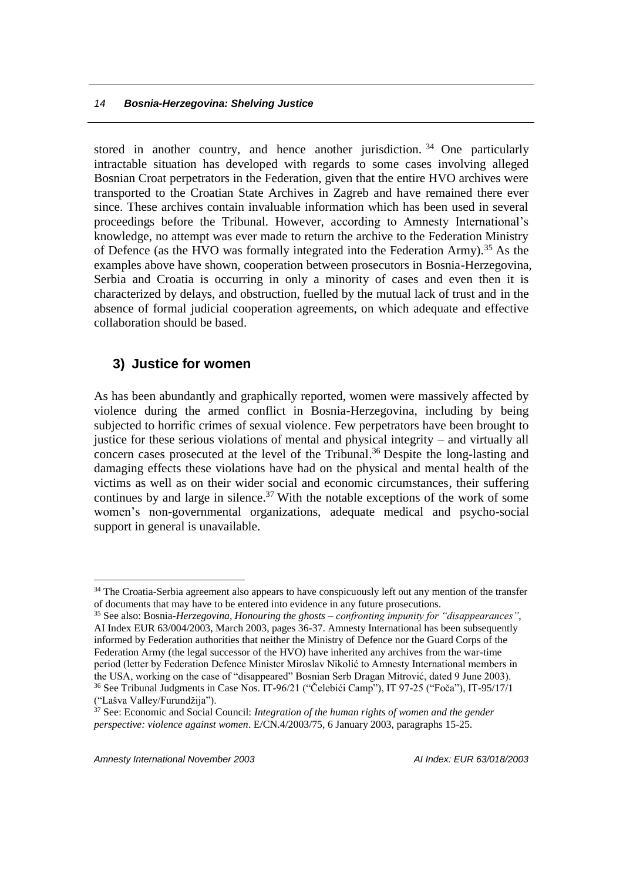stored in another country, and hence another jurisdiction. [34] One particularly intractable situation has developed with regards to some cases involving alleged Bosnian Croat perpetrators in the Federation, given that the entire HVO archives were transported to the Croatian State Archives in Zagreb and have remained there ever since. These archives contain invaluable information which has been used in several proceedings before the Tribunal. However, according to Amnesty International's knowledge, no attempt was ever made to return the archive to the Federation Ministry of Defence (as the HVO was formally integrated into the Federation Army).[35] As the examples above have shown, cooperation between prosecutors in Bosnia-Herzegovina, Serbia and Croatia is occurring in only a minority of cases and even then it is characterized by delays, and obstruction, fuelled by the mutual lack of trust and in the absence of formal judicial cooperation agreements, on which adequate and effective collaboration should be based.

## 3) Justice for women

As has been abundantly and graphically reported, women were massively affected by violence during the armed conflict in Bosnia-Herzegovina, including by being subjected to horrific crimes of sexual violence. Few perpetrators have been brought to justice for these serious violations of mental and physical integrity – and virtually all concern cases prosecuted at the level of the Tribunal.[36] Despite the long-lasting and damaging effects these violations have had on the physical and mental health of the victims as well as on their wider social and economic circumstances, their suffering continues by and large in silence.[37] With the notable exceptions of the work of some women's non-governmental organizations, adequate medical and psycho-social support in general is unavailable.

---

[34] The Croatia-Serbia agreement also appears to have conspicuously left out any mention of the transfer of documents that may have to be entered into evidence in any future prosecutions.

[35] See also: Bosnia-*Herzegovina, Honouring the ghosts – confronting impunity for "disappearances"*, AI Index EUR 63/004/2003, March 2003, pages 36-37. Amnesty International has been subsequently informed by Federation authorities that neither the Ministry of Defence nor the Guard Corps of the Federation Army (the legal successor of the HVO) have inherited any archives from the war-time period (letter by Federation Defence Minister Miroslav Nikolić to Amnesty International members in the USA, working on the case of "disappeared" Bosnian Serb Dragan Mitrović, dated 9 June 2003).

[36] See Tribunal Judgments in Case Nos. IT-96/21 ("Čelebići Camp"), IT 97-25 ("Foča"), IT-95/17/1 ("Lašva Valley/Furundžija").

[37] See: Economic and Social Council: *Integration of the human rights of women and the gender perspective: violence against women*. E/CN.4/2003/75, 6 January 2003, paragraphs 15-25.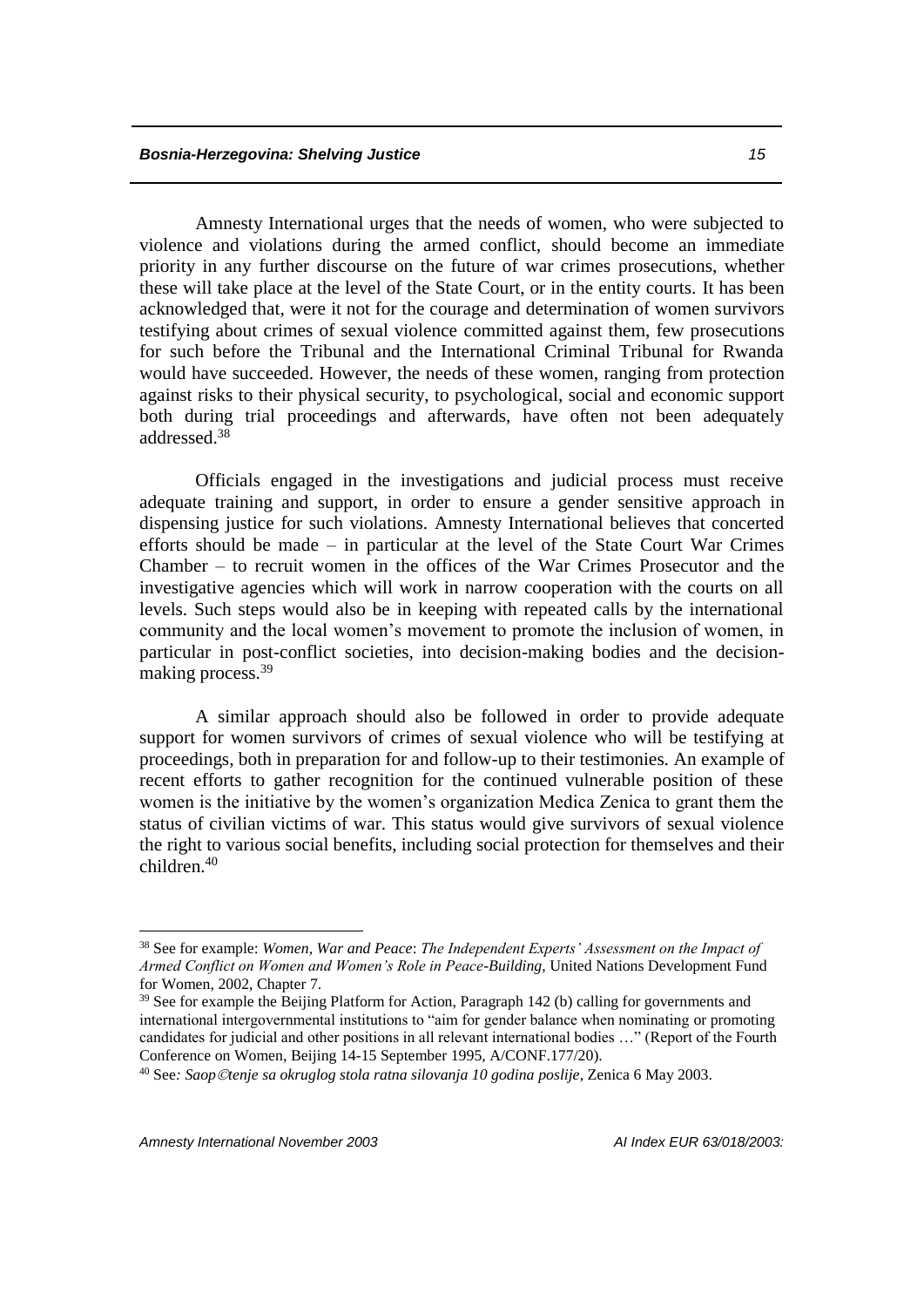Amnesty International urges that the needs of women, who were subjected to violence and violations during the armed conflict, should become an immediate priority in any further discourse on the future of war crimes prosecutions, whether these will take place at the level of the State Court, or in the entity courts. It has been acknowledged that, were it not for the courage and determination of women survivors testifying about crimes of sexual violence committed against them, few prosecutions for such before the Tribunal and the International Criminal Tribunal for Rwanda would have succeeded. However, the needs of these women, ranging from protection against risks to their physical security, to psychological, social and economic support both during trial proceedings and afterwards, have often not been adequately addressed.[38]

Officials engaged in the investigations and judicial process must receive adequate training and support, in order to ensure a gender sensitive approach in dispensing justice for such violations. Amnesty International believes that concerted efforts should be made – in particular at the level of the State Court War Crimes Chamber – to recruit women in the offices of the War Crimes Prosecutor and the investigative agencies which will work in narrow cooperation with the courts on all levels. Such steps would also be in keeping with repeated calls by the international community and the local women's movement to promote the inclusion of women, in particular in post-conflict societies, into decision-making bodies and the decision-making process.[39]

A similar approach should also be followed in order to provide adequate support for women survivors of crimes of sexual violence who will be testifying at proceedings, both in preparation for and follow-up to their testimonies. An example of recent efforts to gather recognition for the continued vulnerable position of these women is the initiative by the women's organization Medica Zenica to grant them the status of civilian victims of war. This status would give survivors of sexual violence the right to various social benefits, including social protection for themselves and their children.[40]

---

[38] See for example: *Women, War and Peace*: *The Independent Experts' Assessment on the Impact of Armed Conflict on Women and Women's Role in Peace-Building*, United Nations Development Fund for Women, 2002, Chapter 7.

[39] See for example the Beijing Platform for Action, Paragraph 142 (b) calling for governments and international intergovernmental institutions to "aim for gender balance when nominating or promoting candidates for judicial and other positions in all relevant international bodies …" (Report of the Fourth Conference on Women, Beijing 14-15 September 1995, A/CONF.177/20).

[40] See*: Saop©tenje sa okruglog stola ratna silovanja 10 godina poslije,* Zenica 6 May 2003.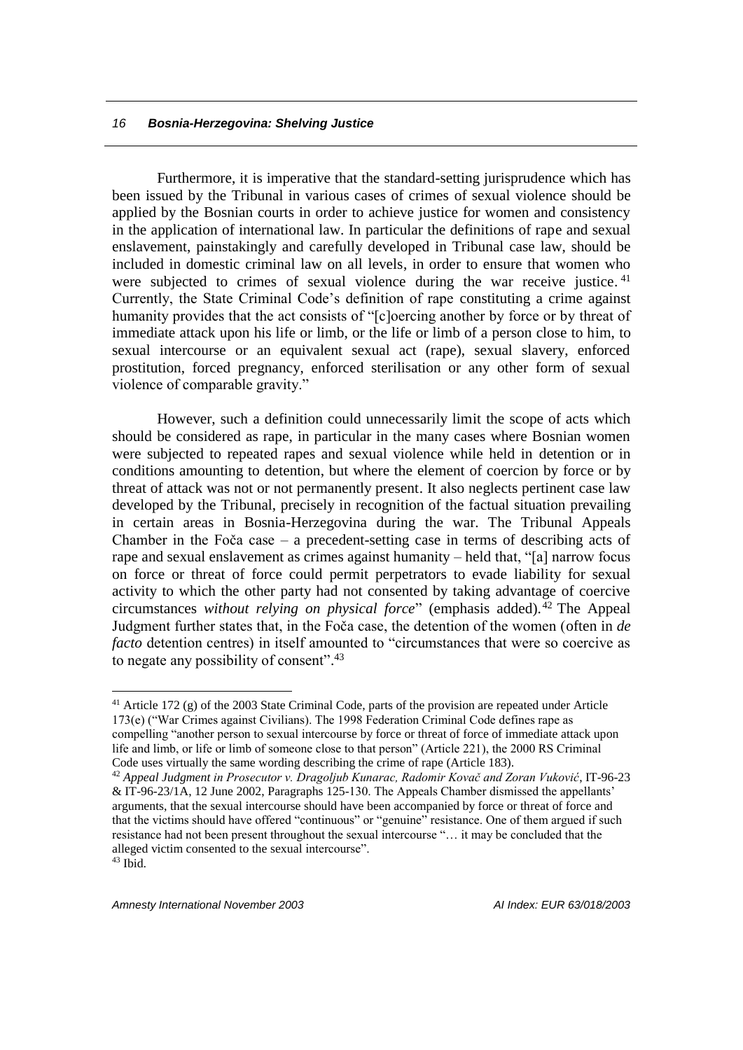Furthermore, it is imperative that the standard-setting jurisprudence which has been issued by the Tribunal in various cases of crimes of sexual violence should be applied by the Bosnian courts in order to achieve justice for women and consistency in the application of international law. In particular the definitions of rape and sexual enslavement, painstakingly and carefully developed in Tribunal case law, should be included in domestic criminal law on all levels, in order to ensure that women who were subjected to crimes of sexual violence during the war receive justice.[41] Currently, the State Criminal Code's definition of rape constituting a crime against humanity provides that the act consists of "[c]oercing another by force or by threat of immediate attack upon his life or limb, or the life or limb of a person close to him, to sexual intercourse or an equivalent sexual act (rape), sexual slavery, enforced prostitution, forced pregnancy, enforced sterilisation or any other form of sexual violence of comparable gravity."

However, such a definition could unnecessarily limit the scope of acts which should be considered as rape, in particular in the many cases where Bosnian women were subjected to repeated rapes and sexual violence while held in detention or in conditions amounting to detention, but where the element of coercion by force or by threat of attack was not or not permanently present. It also neglects pertinent case law developed by the Tribunal, precisely in recognition of the factual situation prevailing in certain areas in Bosnia-Herzegovina during the war. The Tribunal Appeals Chamber in the Foča case – a precedent-setting case in terms of describing acts of rape and sexual enslavement as crimes against humanity – held that, "[a] narrow focus on force or threat of force could permit perpetrators to evade liability for sexual activity to which the other party had not consented by taking advantage of coercive circumstances *without relying on physical force*" (emphasis added).[42] The Appeal Judgment further states that, in the Foča case, the detention of the women (often in *de facto* detention centres) in itself amounted to "circumstances that were so coercive as to negate any possibility of consent".[43]

---

[41] Article 172 (g) of the 2003 State Criminal Code, parts of the provision are repeated under Article 173(e) ("War Crimes against Civilians). The 1998 Federation Criminal Code defines rape as compelling "another person to sexual intercourse by force or threat of force of immediate attack upon life and limb, or life or limb of someone close to that person" (Article 221), the 2000 RS Criminal Code uses virtually the same wording describing the crime of rape (Article 183).

[42] *Appeal Judgment in Prosecutor v. Dragoljub Kunarac, Radomir Kovač and Zoran Vuković*, IT-96-23 & IT-96-23/1A, 12 June 2002, Paragraphs 125-130. The Appeals Chamber dismissed the appellants' arguments, that the sexual intercourse should have been accompanied by force or threat of force and that the victims should have offered "continuous" or "genuine" resistance. One of them argued if such resistance had not been present throughout the sexual intercourse "… it may be concluded that the alleged victim consented to the sexual intercourse".

[43] Ibid.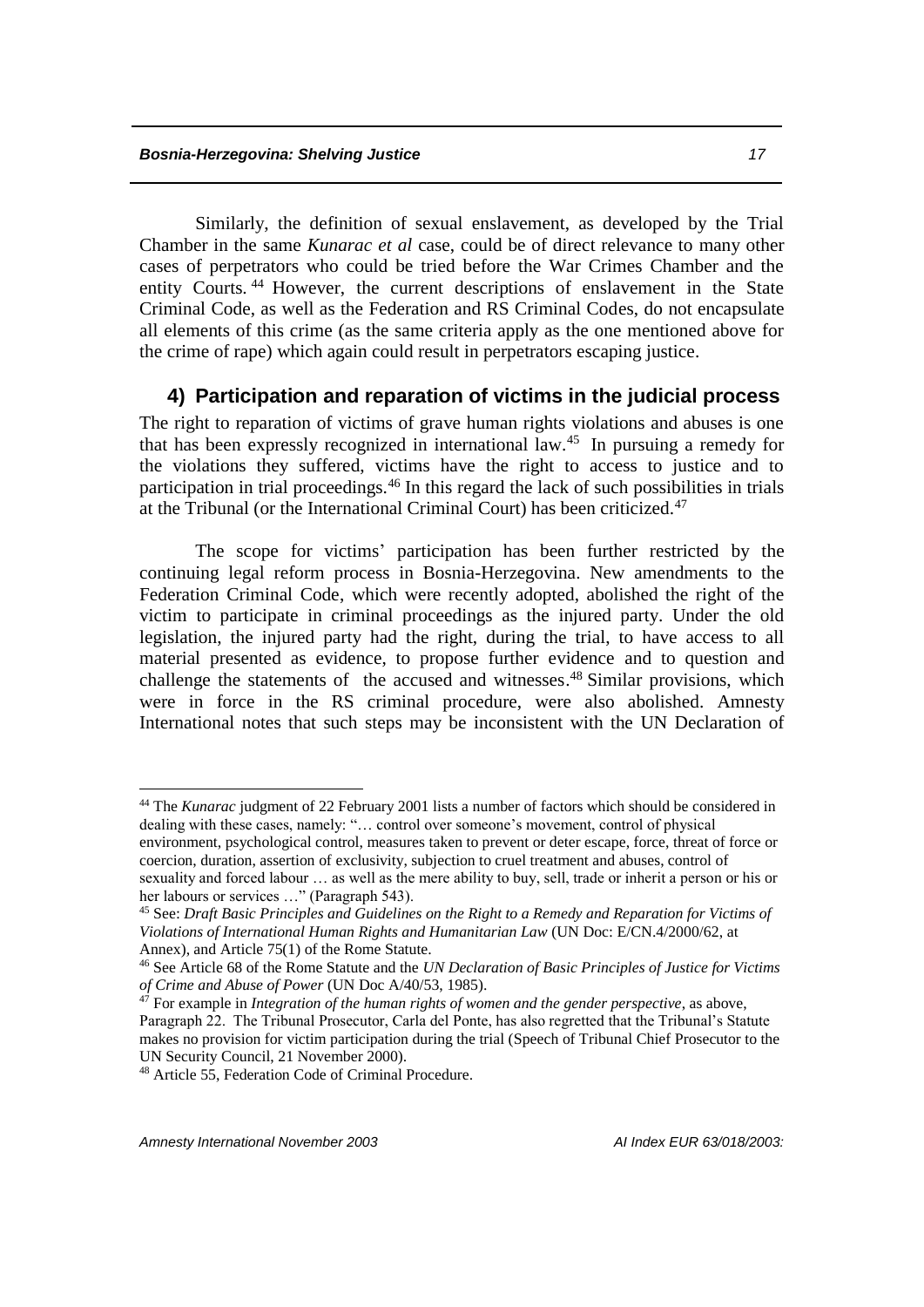Similarly, the definition of sexual enslavement, as developed by the Trial Chamber in the same *Kunarac et al* case, could be of direct relevance to many other cases of perpetrators who could be tried before the War Crimes Chamber and the entity Courts.[44] However, the current descriptions of enslavement in the State Criminal Code, as well as the Federation and RS Criminal Codes, do not encapsulate all elements of this crime (as the same criteria apply as the one mentioned above for the crime of rape) which again could result in perpetrators escaping justice.

### 4) Participation and reparation of victims in the judicial process

The right to reparation of victims of grave human rights violations and abuses is one that has been expressly recognized in international law.[45] In pursuing a remedy for the violations they suffered, victims have the right to access to justice and to participation in trial proceedings.[46] In this regard the lack of such possibilities in trials at the Tribunal (or the International Criminal Court) has been criticized.[47]

The scope for victims' participation has been further restricted by the continuing legal reform process in Bosnia-Herzegovina. New amendments to the Federation Criminal Code, which were recently adopted, abolished the right of the victim to participate in criminal proceedings as the injured party. Under the old legislation, the injured party had the right, during the trial, to have access to all material presented as evidence, to propose further evidence and to question and challenge the statements of the accused and witnesses.[48] Similar provisions, which were in force in the RS criminal procedure, were also abolished. Amnesty International notes that such steps may be inconsistent with the UN Declaration of

---

[44] The *Kunarac* judgment of 22 February 2001 lists a number of factors which should be considered in dealing with these cases, namely: "… control over someone's movement, control of physical environment, psychological control, measures taken to prevent or deter escape, force, threat of force or coercion, duration, assertion of exclusivity, subjection to cruel treatment and abuses, control of sexuality and forced labour … as well as the mere ability to buy, sell, trade or inherit a person or his or her labours or services …" (Paragraph 543).

[45] See: *Draft Basic Principles and Guidelines on the Right to a Remedy and Reparation for Victims of Violations of International Human Rights and Humanitarian Law* (UN Doc: E/CN.4/2000/62, at Annex), and Article 75(1) of the Rome Statute.

[46] See Article 68 of the Rome Statute and the *UN Declaration of Basic Principles of Justice for Victims of Crime and Abuse of Power* (UN Doc A/40/53, 1985).

[47] For example in *Integration of the human rights of women and the gender perspective*, as above, Paragraph 22. The Tribunal Prosecutor, Carla del Ponte, has also regretted that the Tribunal's Statute makes no provision for victim participation during the trial (Speech of Tribunal Chief Prosecutor to the UN Security Council, 21 November 2000).

[48] Article 55, Federation Code of Criminal Procedure.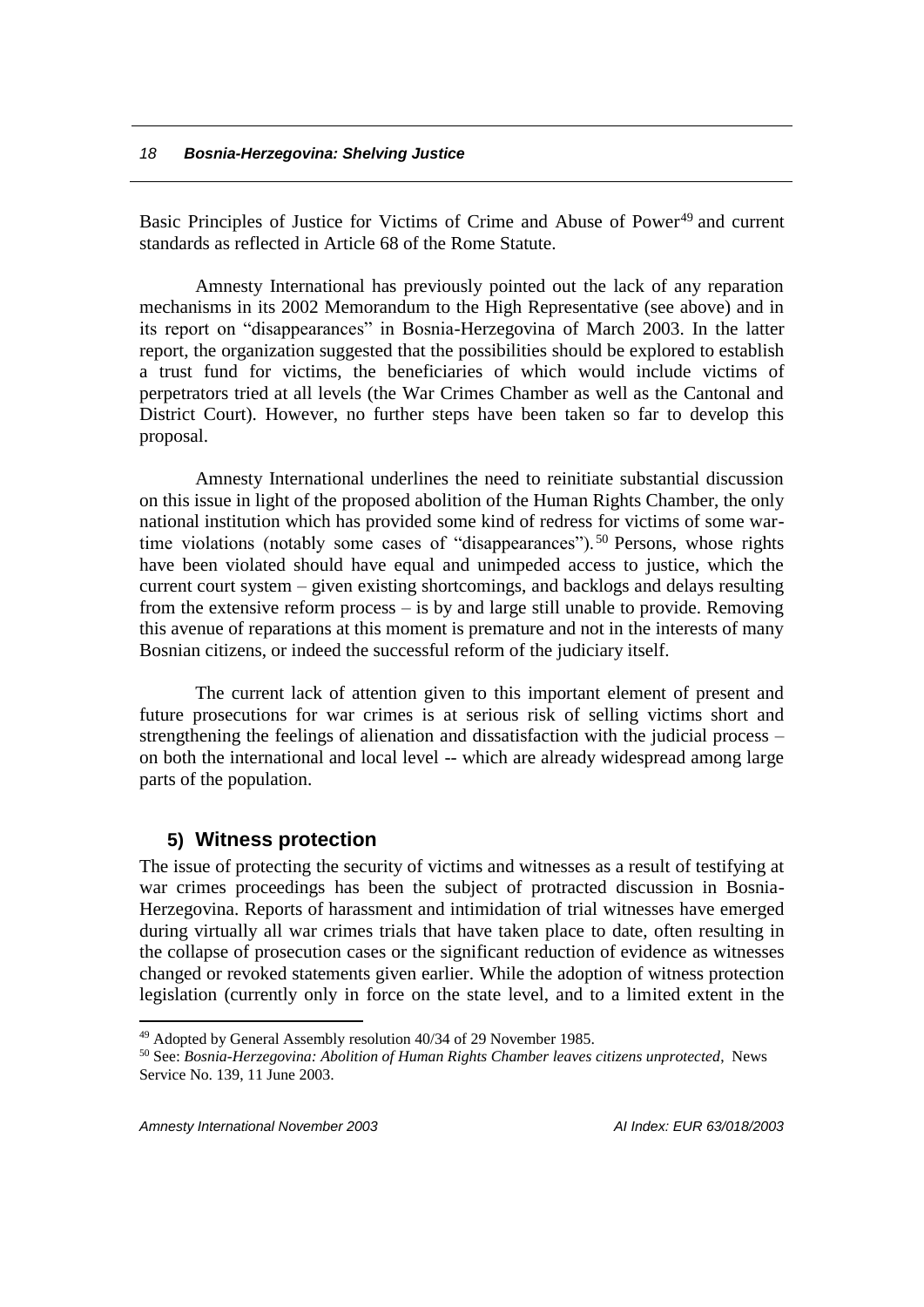Basic Principles of Justice for Victims of Crime and Abuse of Power[49] and current standards as reflected in Article 68 of the Rome Statute.

Amnesty International has previously pointed out the lack of any reparation mechanisms in its 2002 Memorandum to the High Representative (see above) and in its report on "disappearances" in Bosnia-Herzegovina of March 2003. In the latter report, the organization suggested that the possibilities should be explored to establish a trust fund for victims, the beneficiaries of which would include victims of perpetrators tried at all levels (the War Crimes Chamber as well as the Cantonal and District Court). However, no further steps have been taken so far to develop this proposal.

Amnesty International underlines the need to reinitiate substantial discussion on this issue in light of the proposed abolition of the Human Rights Chamber, the only national institution which has provided some kind of redress for victims of some war-time violations (notably some cases of "disappearances").[50] Persons, whose rights have been violated should have equal and unimpeded access to justice, which the current court system – given existing shortcomings, and backlogs and delays resulting from the extensive reform process – is by and large still unable to provide. Removing this avenue of reparations at this moment is premature and not in the interests of many Bosnian citizens, or indeed the successful reform of the judiciary itself.

The current lack of attention given to this important element of present and future prosecutions for war crimes is at serious risk of selling victims short and strengthening the feelings of alienation and dissatisfaction with the judicial process – on both the international and local level -- which are already widespread among large parts of the population.

## 5) Witness protection

The issue of protecting the security of victims and witnesses as a result of testifying at war crimes proceedings has been the subject of protracted discussion in Bosnia-Herzegovina. Reports of harassment and intimidation of trial witnesses have emerged during virtually all war crimes trials that have taken place to date, often resulting in the collapse of prosecution cases or the significant reduction of evidence as witnesses changed or revoked statements given earlier. While the adoption of witness protection legislation (currently only in force on the state level, and to a limited extent in the

---

[49] Adopted by General Assembly resolution 40/34 of 29 November 1985.

[50] See: *Bosnia-Herzegovina: Abolition of Human Rights Chamber leaves citizens unprotected*, News Service No. 139, 11 June 2003.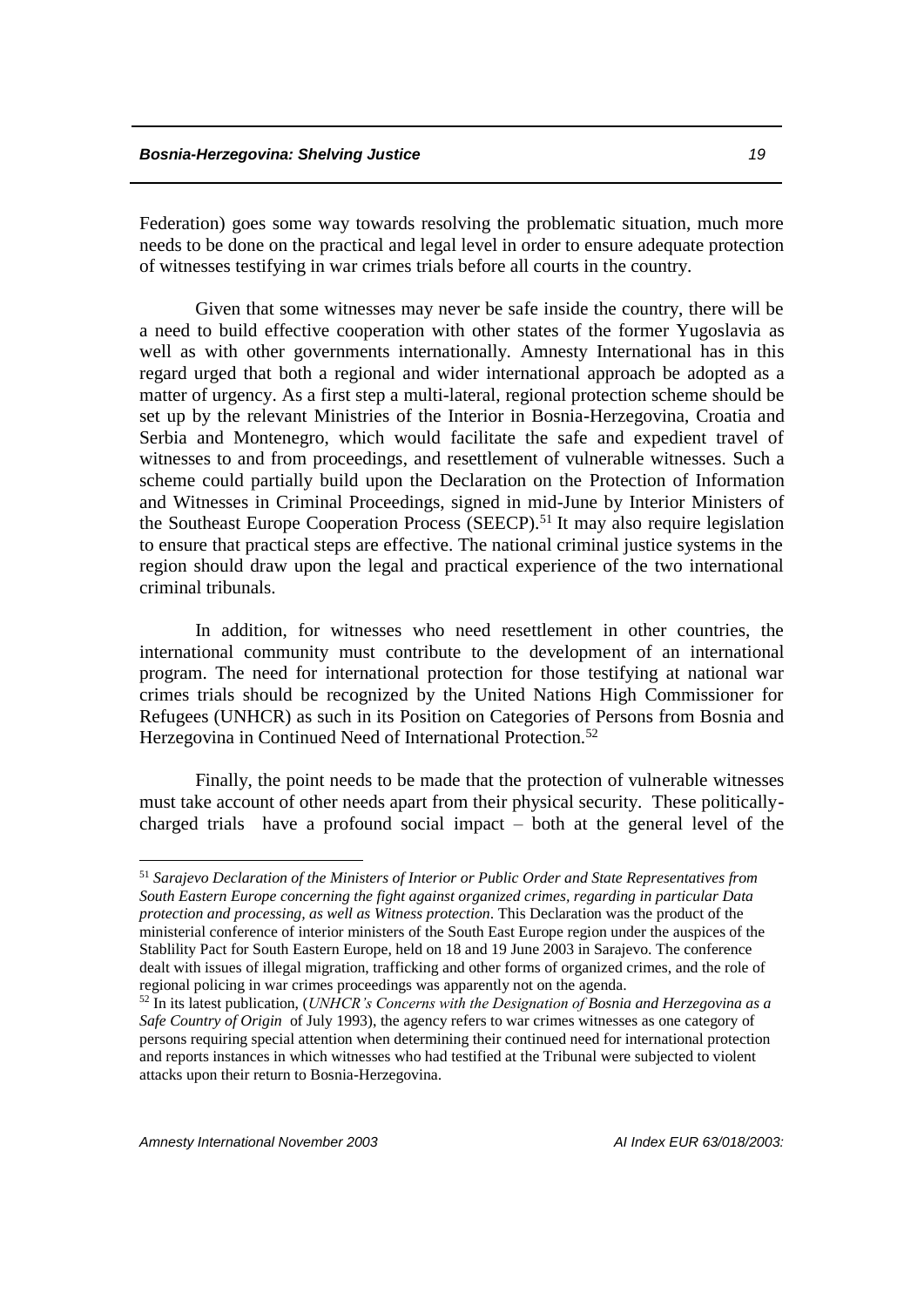Federation) goes some way towards resolving the problematic situation, much more needs to be done on the practical and legal level in order to ensure adequate protection of witnesses testifying in war crimes trials before all courts in the country.

Given that some witnesses may never be safe inside the country, there will be a need to build effective cooperation with other states of the former Yugoslavia as well as with other governments internationally. Amnesty International has in this regard urged that both a regional and wider international approach be adopted as a matter of urgency. As a first step a multi-lateral, regional protection scheme should be set up by the relevant Ministries of the Interior in Bosnia-Herzegovina, Croatia and Serbia and Montenegro, which would facilitate the safe and expedient travel of witnesses to and from proceedings, and resettlement of vulnerable witnesses. Such a scheme could partially build upon the Declaration on the Protection of Information and Witnesses in Criminal Proceedings, signed in mid-June by Interior Ministers of the Southeast Europe Cooperation Process (SEECP).[51] It may also require legislation to ensure that practical steps are effective. The national criminal justice systems in the region should draw upon the legal and practical experience of the two international criminal tribunals.

In addition, for witnesses who need resettlement in other countries, the international community must contribute to the development of an international program. The need for international protection for those testifying at national war crimes trials should be recognized by the United Nations High Commissioner for Refugees (UNHCR) as such in its Position on Categories of Persons from Bosnia and Herzegovina in Continued Need of International Protection.[52]

Finally, the point needs to be made that the protection of vulnerable witnesses must take account of other needs apart from their physical security. These politically-charged trials have a profound social impact – both at the general level of the

---

[51] *Sarajevo Declaration of the Ministers of Interior or Public Order and State Representatives from South Eastern Europe concerning the fight against organized crimes, regarding in particular Data protection and processing, as well as Witness protection.* This Declaration was the product of the ministerial conference of interior ministers of the South East Europe region under the auspices of the Stablility Pact for South Eastern Europe, held on 18 and 19 June 2003 in Sarajevo. The conference dealt with issues of illegal migration, trafficking and other forms of organized crimes, and the role of regional policing in war crimes proceedings was apparently not on the agenda.

[52] In its latest publication, (*UNHCR's Concerns with the Designation of Bosnia and Herzegovina as a Safe Country of Origin* of July 1993), the agency refers to war crimes witnesses as one category of persons requiring special attention when determining their continued need for international protection and reports instances in which witnesses who had testified at the Tribunal were subjected to violent attacks upon their return to Bosnia-Herzegovina.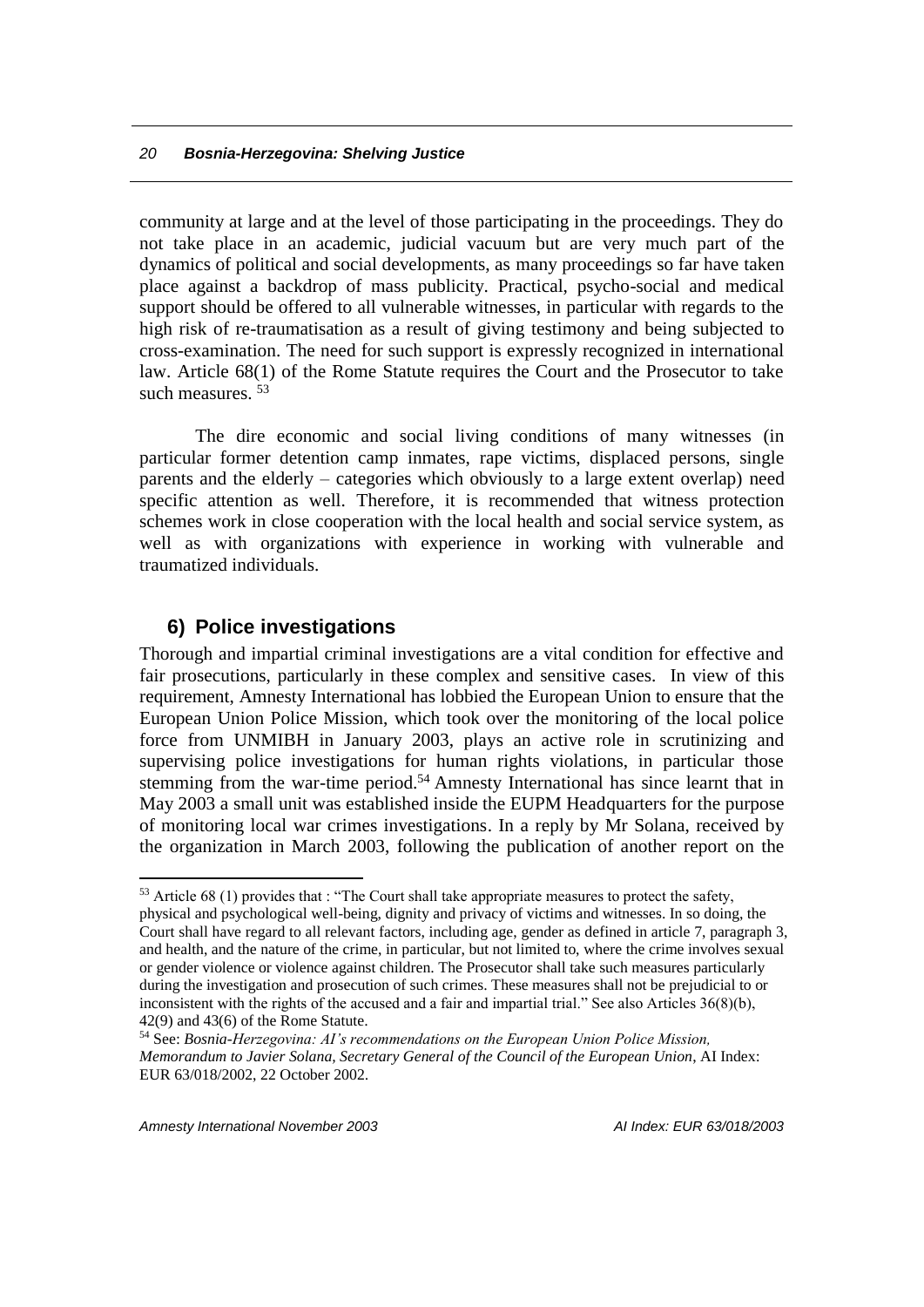community at large and at the level of those participating in the proceedings. They do not take place in an academic, judicial vacuum but are very much part of the dynamics of political and social developments, as many proceedings so far have taken place against a backdrop of mass publicity. Practical, psycho-social and medical support should be offered to all vulnerable witnesses, in particular with regards to the high risk of re-traumatisation as a result of giving testimony and being subjected to cross-examination. The need for such support is expressly recognized in international law. Article 68(1) of the Rome Statute requires the Court and the Prosecutor to take such measures. [53]

The dire economic and social living conditions of many witnesses (in particular former detention camp inmates, rape victims, displaced persons, single parents and the elderly – categories which obviously to a large extent overlap) need specific attention as well. Therefore, it is recommended that witness protection schemes work in close cooperation with the local health and social service system, as well as with organizations with experience in working with vulnerable and traumatized individuals.

## 6) Police investigations

Thorough and impartial criminal investigations are a vital condition for effective and fair prosecutions, particularly in these complex and sensitive cases. In view of this requirement, Amnesty International has lobbied the European Union to ensure that the European Union Police Mission, which took over the monitoring of the local police force from UNMIBH in January 2003, plays an active role in scrutinizing and supervising police investigations for human rights violations, in particular those stemming from the war-time period.[54] Amnesty International has since learnt that in May 2003 a small unit was established inside the EUPM Headquarters for the purpose of monitoring local war crimes investigations. In a reply by Mr Solana, received by the organization in March 2003, following the publication of another report on the

---

[53] Article 68 (1) provides that : "The Court shall take appropriate measures to protect the safety, physical and psychological well-being, dignity and privacy of victims and witnesses. In so doing, the Court shall have regard to all relevant factors, including age, gender as defined in article 7, paragraph 3, and health, and the nature of the crime, in particular, but not limited to, where the crime involves sexual or gender violence or violence against children. The Prosecutor shall take such measures particularly during the investigation and prosecution of such crimes. These measures shall not be prejudicial to or inconsistent with the rights of the accused and a fair and impartial trial." See also Articles 36(8)(b), 42(9) and 43(6) of the Rome Statute.

[54] See: *Bosnia-Herzegovina: AI's recommendations on the European Union Police Mission, Memorandum to Javier Solana, Secretary General of the Council of the European Union*, AI Index: EUR 63/018/2002, 22 October 2002.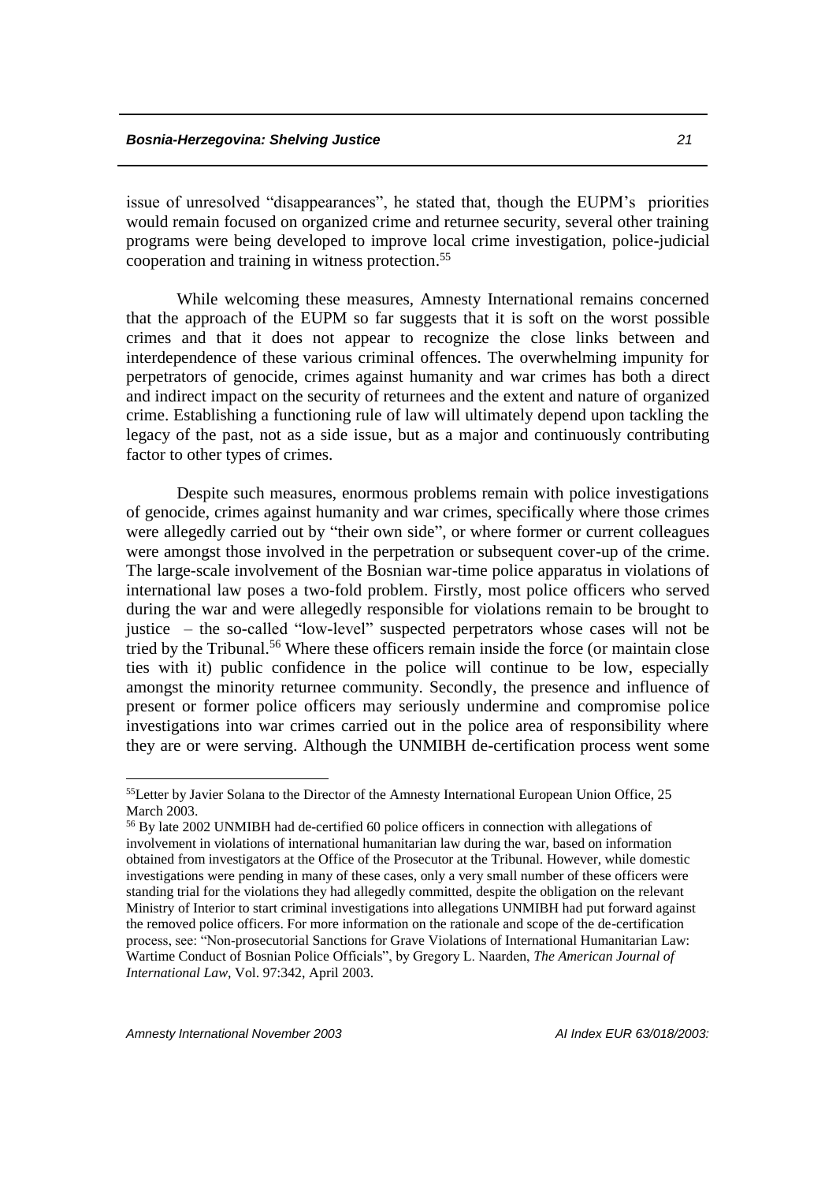issue of unresolved "disappearances", he stated that, though the EUPM's priorities would remain focused on organized crime and returnee security, several other training programs were being developed to improve local crime investigation, police-judicial cooperation and training in witness protection.[55]

While welcoming these measures, Amnesty International remains concerned that the approach of the EUPM so far suggests that it is soft on the worst possible crimes and that it does not appear to recognize the close links between and interdependence of these various criminal offences. The overwhelming impunity for perpetrators of genocide, crimes against humanity and war crimes has both a direct and indirect impact on the security of returnees and the extent and nature of organized crime. Establishing a functioning rule of law will ultimately depend upon tackling the legacy of the past, not as a side issue, but as a major and continuously contributing factor to other types of crimes.

Despite such measures, enormous problems remain with police investigations of genocide, crimes against humanity and war crimes, specifically where those crimes were allegedly carried out by "their own side", or where former or current colleagues were amongst those involved in the perpetration or subsequent cover-up of the crime. The large-scale involvement of the Bosnian war-time police apparatus in violations of international law poses a two-fold problem. Firstly, most police officers who served during the war and were allegedly responsible for violations remain to be brought to justice – the so-called "low-level" suspected perpetrators whose cases will not be tried by the Tribunal.[56] Where these officers remain inside the force (or maintain close ties with it) public confidence in the police will continue to be low, especially amongst the minority returnee community. Secondly, the presence and influence of present or former police officers may seriously undermine and compromise police investigations into war crimes carried out in the police area of responsibility where they are or were serving. Although the UNMIBH de-certification process went some

---

[55] Letter by Javier Solana to the Director of the Amnesty International European Union Office, 25 March 2003.

[56] By late 2002 UNMIBH had de-certified 60 police officers in connection with allegations of involvement in violations of international humanitarian law during the war, based on information obtained from investigators at the Office of the Prosecutor at the Tribunal. However, while domestic investigations were pending in many of these cases, only a very small number of these officers were standing trial for the violations they had allegedly committed, despite the obligation on the relevant Ministry of Interior to start criminal investigations into allegations UNMIBH had put forward against the removed police officers. For more information on the rationale and scope of the de-certification process, see: "Non-prosecutorial Sanctions for Grave Violations of International Humanitarian Law: Wartime Conduct of Bosnian Police Officials", by Gregory L. Naarden, *The American Journal of International Law*, Vol. 97:342, April 2003.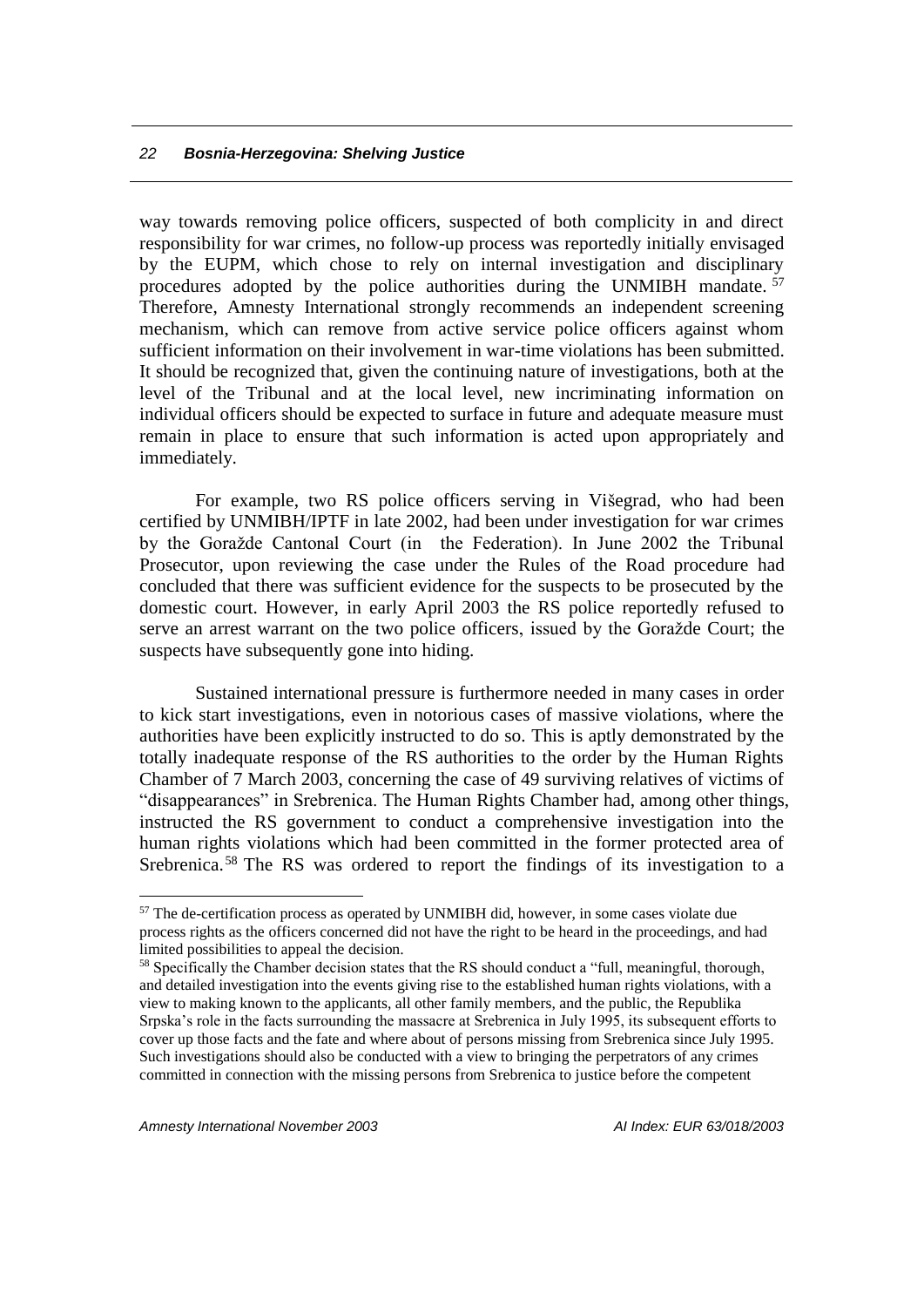way towards removing police officers, suspected of both complicity in and direct responsibility for war crimes, no follow-up process was reportedly initially envisaged by the EUPM, which chose to rely on internal investigation and disciplinary procedures adopted by the police authorities during the UNMIBH mandate.[57] Therefore, Amnesty International strongly recommends an independent screening mechanism, which can remove from active service police officers against whom sufficient information on their involvement in war-time violations has been submitted. It should be recognized that, given the continuing nature of investigations, both at the level of the Tribunal and at the local level, new incriminating information on individual officers should be expected to surface in future and adequate measure must remain in place to ensure that such information is acted upon appropriately and immediately.

For example, two RS police officers serving in Višegrad, who had been certified by UNMIBH/IPTF in late 2002, had been under investigation for war crimes by the Goražde Cantonal Court (in the Federation). In June 2002 the Tribunal Prosecutor, upon reviewing the case under the Rules of the Road procedure had concluded that there was sufficient evidence for the suspects to be prosecuted by the domestic court. However, in early April 2003 the RS police reportedly refused to serve an arrest warrant on the two police officers, issued by the Goražde Court; the suspects have subsequently gone into hiding.

Sustained international pressure is furthermore needed in many cases in order to kick start investigations, even in notorious cases of massive violations, where the authorities have been explicitly instructed to do so. This is aptly demonstrated by the totally inadequate response of the RS authorities to the order by the Human Rights Chamber of 7 March 2003, concerning the case of 49 surviving relatives of victims of "disappearances" in Srebrenica. The Human Rights Chamber had, among other things, instructed the RS government to conduct a comprehensive investigation into the human rights violations which had been committed in the former protected area of Srebrenica.[58] The RS was ordered to report the findings of its investigation to a

---

[57] The de-certification process as operated by UNMIBH did, however, in some cases violate due process rights as the officers concerned did not have the right to be heard in the proceedings, and had limited possibilities to appeal the decision.

[58] Specifically the Chamber decision states that the RS should conduct a "full, meaningful, thorough, and detailed investigation into the events giving rise to the established human rights violations, with a view to making known to the applicants, all other family members, and the public, the Republika Srpska's role in the facts surrounding the massacre at Srebrenica in July 1995, its subsequent efforts to cover up those facts and the fate and where about of persons missing from Srebrenica since July 1995. Such investigations should also be conducted with a view to bringing the perpetrators of any crimes committed in connection with the missing persons from Srebrenica to justice before the competent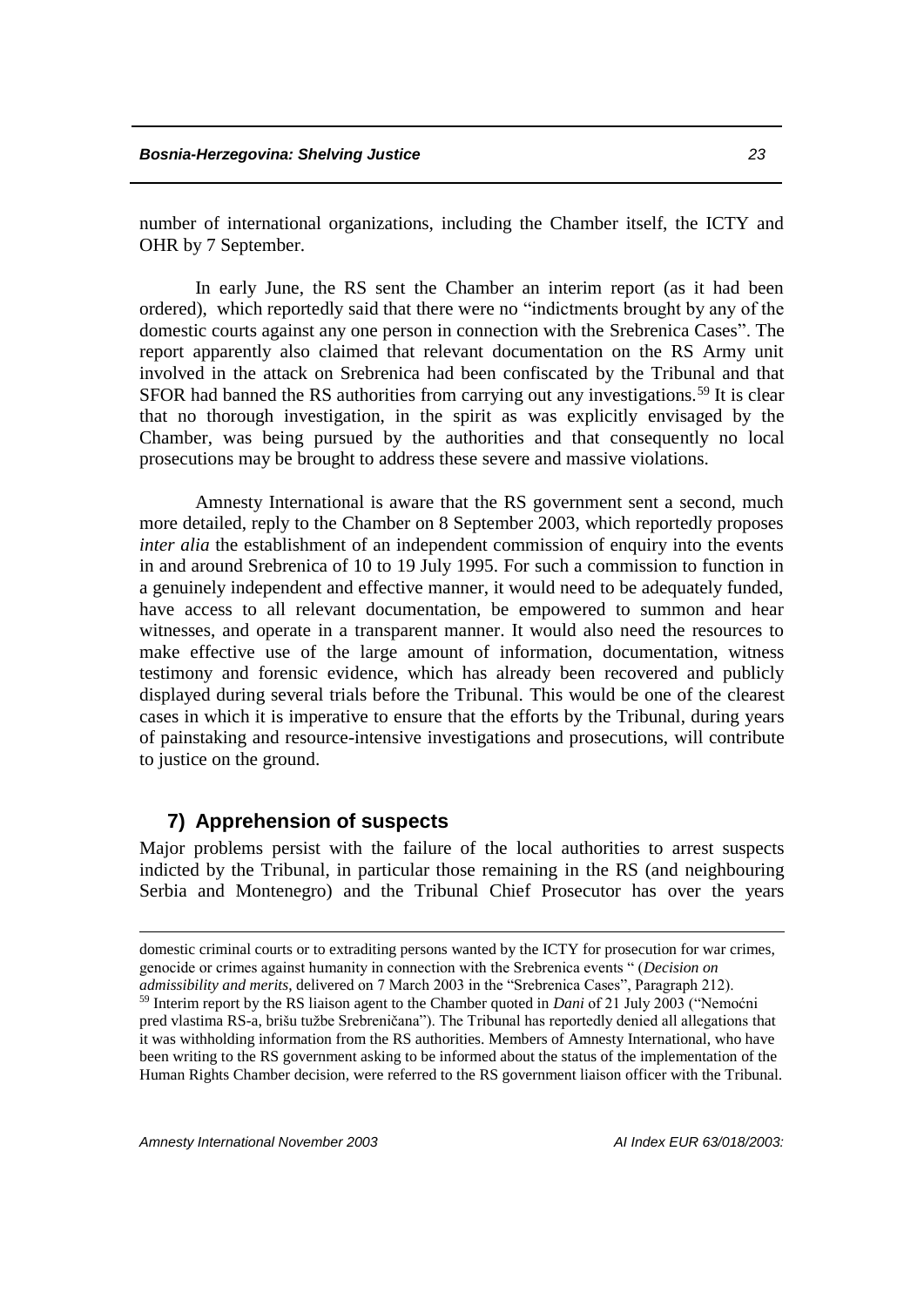number of international organizations, including the Chamber itself, the ICTY and OHR by 7 September.

In early June, the RS sent the Chamber an interim report (as it had been ordered), which reportedly said that there were no "indictments brought by any of the domestic courts against any one person in connection with the Srebrenica Cases". The report apparently also claimed that relevant documentation on the RS Army unit involved in the attack on Srebrenica had been confiscated by the Tribunal and that SFOR had banned the RS authorities from carrying out any investigations.[59] It is clear that no thorough investigation, in the spirit as was explicitly envisaged by the Chamber, was being pursued by the authorities and that consequently no local prosecutions may be brought to address these severe and massive violations.

Amnesty International is aware that the RS government sent a second, much more detailed, reply to the Chamber on 8 September 2003, which reportedly proposes *inter alia* the establishment of an independent commission of enquiry into the events in and around Srebrenica of 10 to 19 July 1995. For such a commission to function in a genuinely independent and effective manner, it would need to be adequately funded, have access to all relevant documentation, be empowered to summon and hear witnesses, and operate in a transparent manner. It would also need the resources to make effective use of the large amount of information, documentation, witness testimony and forensic evidence, which has already been recovered and publicly displayed during several trials before the Tribunal. This would be one of the clearest cases in which it is imperative to ensure that the efforts by the Tribunal, during years of painstaking and resource-intensive investigations and prosecutions, will contribute to justice on the ground.

## 7) Apprehension of suspects

Major problems persist with the failure of the local authorities to arrest suspects indicted by the Tribunal, in particular those remaining in the RS (and neighbouring Serbia and Montenegro) and the Tribunal Chief Prosecutor has over the years

---

domestic criminal courts or to extraditing persons wanted by the ICTY for prosecution for war crimes, genocide or crimes against humanity in connection with the Srebrenica events " (*Decision on admissibility and merits*, delivered on 7 March 2003 in the "Srebrenica Cases", Paragraph 212).

[59] Interim report by the RS liaison agent to the Chamber quoted in *Dani* of 21 July 2003 ("Nemoćni pred vlastima RS-a, brišu tužbe Srebreničana"). The Tribunal has reportedly denied all allegations that it was withholding information from the RS authorities. Members of Amnesty International, who have been writing to the RS government asking to be informed about the status of the implementation of the Human Rights Chamber decision, were referred to the RS government liaison officer with the Tribunal.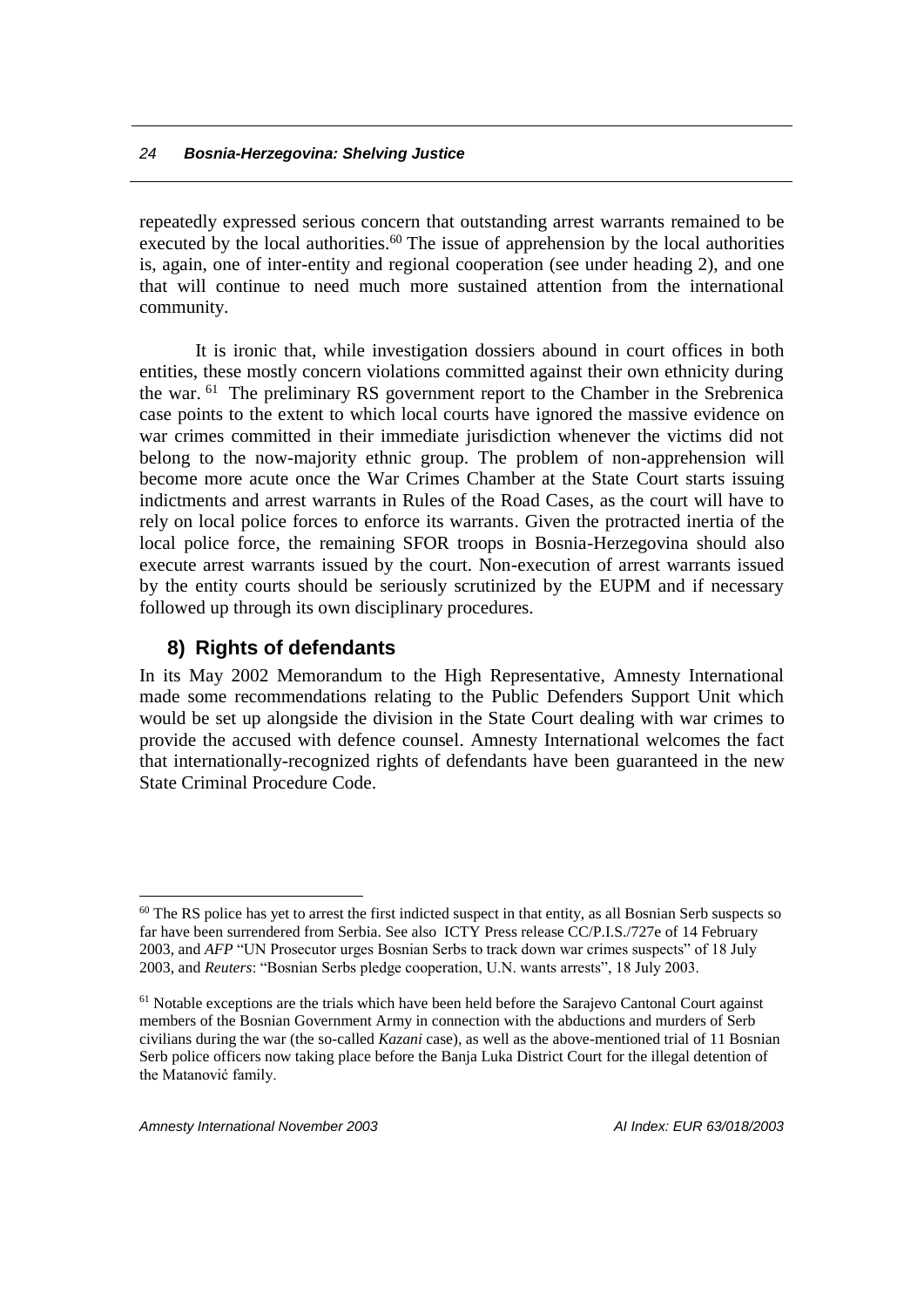repeatedly expressed serious concern that outstanding arrest warrants remained to be executed by the local authorities.[60] The issue of apprehension by the local authorities is, again, one of inter-entity and regional cooperation (see under heading 2), and one that will continue to need much more sustained attention from the international community.

It is ironic that, while investigation dossiers abound in court offices in both entities, these mostly concern violations committed against their own ethnicity during the war.[61] The preliminary RS government report to the Chamber in the Srebrenica case points to the extent to which local courts have ignored the massive evidence on war crimes committed in their immediate jurisdiction whenever the victims did not belong to the now-majority ethnic group. The problem of non-apprehension will become more acute once the War Crimes Chamber at the State Court starts issuing indictments and arrest warrants in Rules of the Road Cases, as the court will have to rely on local police forces to enforce its warrants. Given the protracted inertia of the local police force, the remaining SFOR troops in Bosnia-Herzegovina should also execute arrest warrants issued by the court. Non-execution of arrest warrants issued by the entity courts should be seriously scrutinized by the EUPM and if necessary followed up through its own disciplinary procedures.

## 8) Rights of defendants

In its May 2002 Memorandum to the High Representative, Amnesty International made some recommendations relating to the Public Defenders Support Unit which would be set up alongside the division in the State Court dealing with war crimes to provide the accused with defence counsel. Amnesty International welcomes the fact that internationally-recognized rights of defendants have been guaranteed in the new State Criminal Procedure Code.

---

[60] The RS police has yet to arrest the first indicted suspect in that entity, as all Bosnian Serb suspects so far have been surrendered from Serbia. See also ICTY Press release CC/P.I.S./727e of 14 February 2003, and *AFP* "UN Prosecutor urges Bosnian Serbs to track down war crimes suspects" of 18 July 2003, and *Reuters*: "Bosnian Serbs pledge cooperation, U.N. wants arrests", 18 July 2003.

[61] Notable exceptions are the trials which have been held before the Sarajevo Cantonal Court against members of the Bosnian Government Army in connection with the abductions and murders of Serb civilians during the war (the so-called *Kazani* case), as well as the above-mentioned trial of 11 Bosnian Serb police officers now taking place before the Banja Luka District Court for the illegal detention of the Matanović family.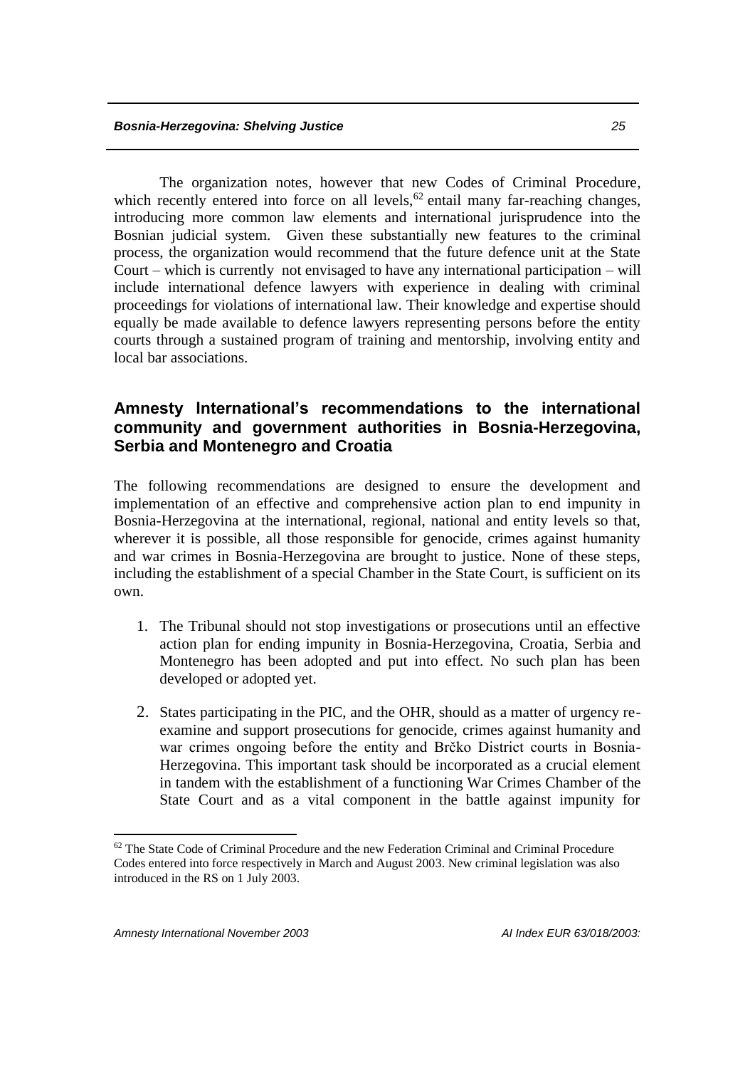The organization notes, however that new Codes of Criminal Procedure, which recently entered into force on all levels,[62] entail many far-reaching changes, introducing more common law elements and international jurisprudence into the Bosnian judicial system. Given these substantially new features to the criminal process, the organization would recommend that the future defence unit at the State Court – which is currently not envisaged to have any international participation – will include international defence lawyers with experience in dealing with criminal proceedings for violations of international law. Their knowledge and expertise should equally be made available to defence lawyers representing persons before the entity courts through a sustained program of training and mentorship, involving entity and local bar associations.

## Amnesty International's recommendations to the international community and government authorities in Bosnia-Herzegovina, Serbia and Montenegro and Croatia

The following recommendations are designed to ensure the development and implementation of an effective and comprehensive action plan to end impunity in Bosnia-Herzegovina at the international, regional, national and entity levels so that, wherever it is possible, all those responsible for genocide, crimes against humanity and war crimes in Bosnia-Herzegovina are brought to justice. None of these steps, including the establishment of a special Chamber in the State Court, is sufficient on its own.

1. The Tribunal should not stop investigations or prosecutions until an effective action plan for ending impunity in Bosnia-Herzegovina, Croatia, Serbia and Montenegro has been adopted and put into effect. No such plan has been developed or adopted yet.

2. States participating in the PIC, and the OHR, should as a matter of urgency re-examine and support prosecutions for genocide, crimes against humanity and war crimes ongoing before the entity and Brčko District courts in Bosnia-Herzegovina. This important task should be incorporated as a crucial element in tandem with the establishment of a functioning War Crimes Chamber of the State Court and as a vital component in the battle against impunity for

[62] The State Code of Criminal Procedure and the new Federation Criminal and Criminal Procedure Codes entered into force respectively in March and August 2003. New criminal legislation was also introduced in the RS on 1 July 2003.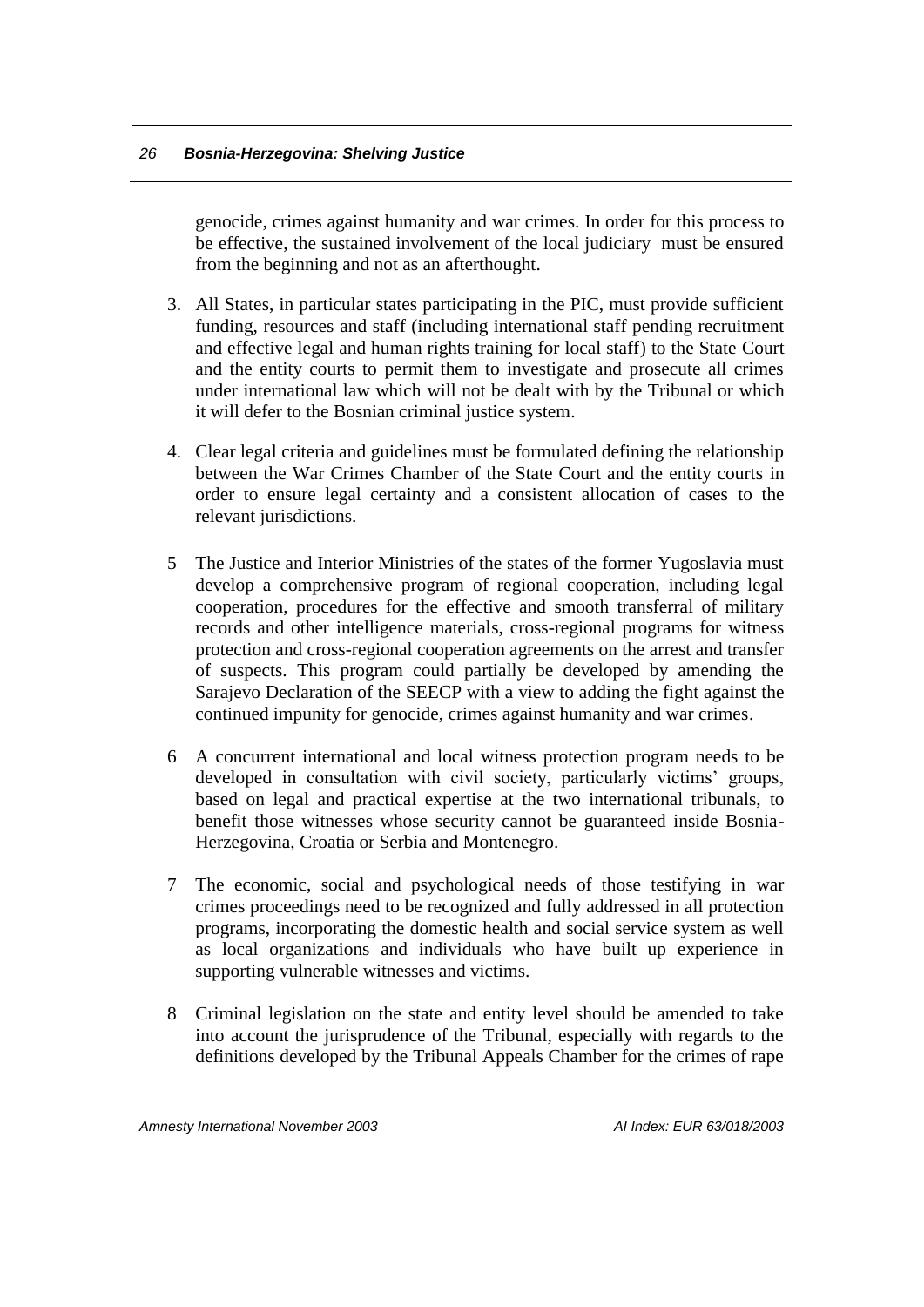genocide, crimes against humanity and war crimes. In order for this process to be effective, the sustained involvement of the local judiciary must be ensured from the beginning and not as an afterthought.

3. All States, in particular states participating in the PIC, must provide sufficient funding, resources and staff (including international staff pending recruitment and effective legal and human rights training for local staff) to the State Court and the entity courts to permit them to investigate and prosecute all crimes under international law which will not be dealt with by the Tribunal or which it will defer to the Bosnian criminal justice system.

4. Clear legal criteria and guidelines must be formulated defining the relationship between the War Crimes Chamber of the State Court and the entity courts in order to ensure legal certainty and a consistent allocation of cases to the relevant jurisdictions.

5 The Justice and Interior Ministries of the states of the former Yugoslavia must develop a comprehensive program of regional cooperation, including legal cooperation, procedures for the effective and smooth transferral of military records and other intelligence materials, cross-regional programs for witness protection and cross-regional cooperation agreements on the arrest and transfer of suspects. This program could partially be developed by amending the Sarajevo Declaration of the SEECP with a view to adding the fight against the continued impunity for genocide, crimes against humanity and war crimes.

6 A concurrent international and local witness protection program needs to be developed in consultation with civil society, particularly victims' groups, based on legal and practical expertise at the two international tribunals, to benefit those witnesses whose security cannot be guaranteed inside Bosnia-Herzegovina, Croatia or Serbia and Montenegro.

7 The economic, social and psychological needs of those testifying in war crimes proceedings need to be recognized and fully addressed in all protection programs, incorporating the domestic health and social service system as well as local organizations and individuals who have built up experience in supporting vulnerable witnesses and victims.

8 Criminal legislation on the state and entity level should be amended to take into account the jurisprudence of the Tribunal, especially with regards to the definitions developed by the Tribunal Appeals Chamber for the crimes of rape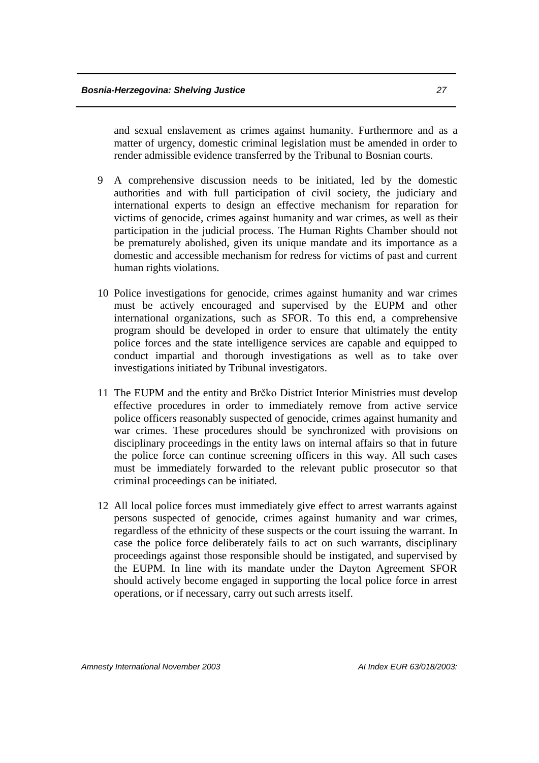and sexual enslavement as crimes against humanity. Furthermore and as a matter of urgency, domestic criminal legislation must be amended in order to render admissible evidence transferred by the Tribunal to Bosnian courts.

9. A comprehensive discussion needs to be initiated, led by the domestic authorities and with full participation of civil society, the judiciary and international experts to design an effective mechanism for reparation for victims of genocide, crimes against humanity and war crimes, as well as their participation in the judicial process. The Human Rights Chamber should not be prematurely abolished, given its unique mandate and its importance as a domestic and accessible mechanism for redress for victims of past and current human rights violations.

10. Police investigations for genocide, crimes against humanity and war crimes must be actively encouraged and supervised by the EUPM and other international organizations, such as SFOR. To this end, a comprehensive program should be developed in order to ensure that ultimately the entity police forces and the state intelligence services are capable and equipped to conduct impartial and thorough investigations as well as to take over investigations initiated by Tribunal investigators.

11. The EUPM and the entity and Brčko District Interior Ministries must develop effective procedures in order to immediately remove from active service police officers reasonably suspected of genocide, crimes against humanity and war crimes. These procedures should be synchronized with provisions on disciplinary proceedings in the entity laws on internal affairs so that in future the police force can continue screening officers in this way. All such cases must be immediately forwarded to the relevant public prosecutor so that criminal proceedings can be initiated.

12. All local police forces must immediately give effect to arrest warrants against persons suspected of genocide, crimes against humanity and war crimes, regardless of the ethnicity of these suspects or the court issuing the warrant. In case the police force deliberately fails to act on such warrants, disciplinary proceedings against those responsible should be instigated, and supervised by the EUPM. In line with its mandate under the Dayton Agreement SFOR should actively become engaged in supporting the local police force in arrest operations, or if necessary, carry out such arrests itself.